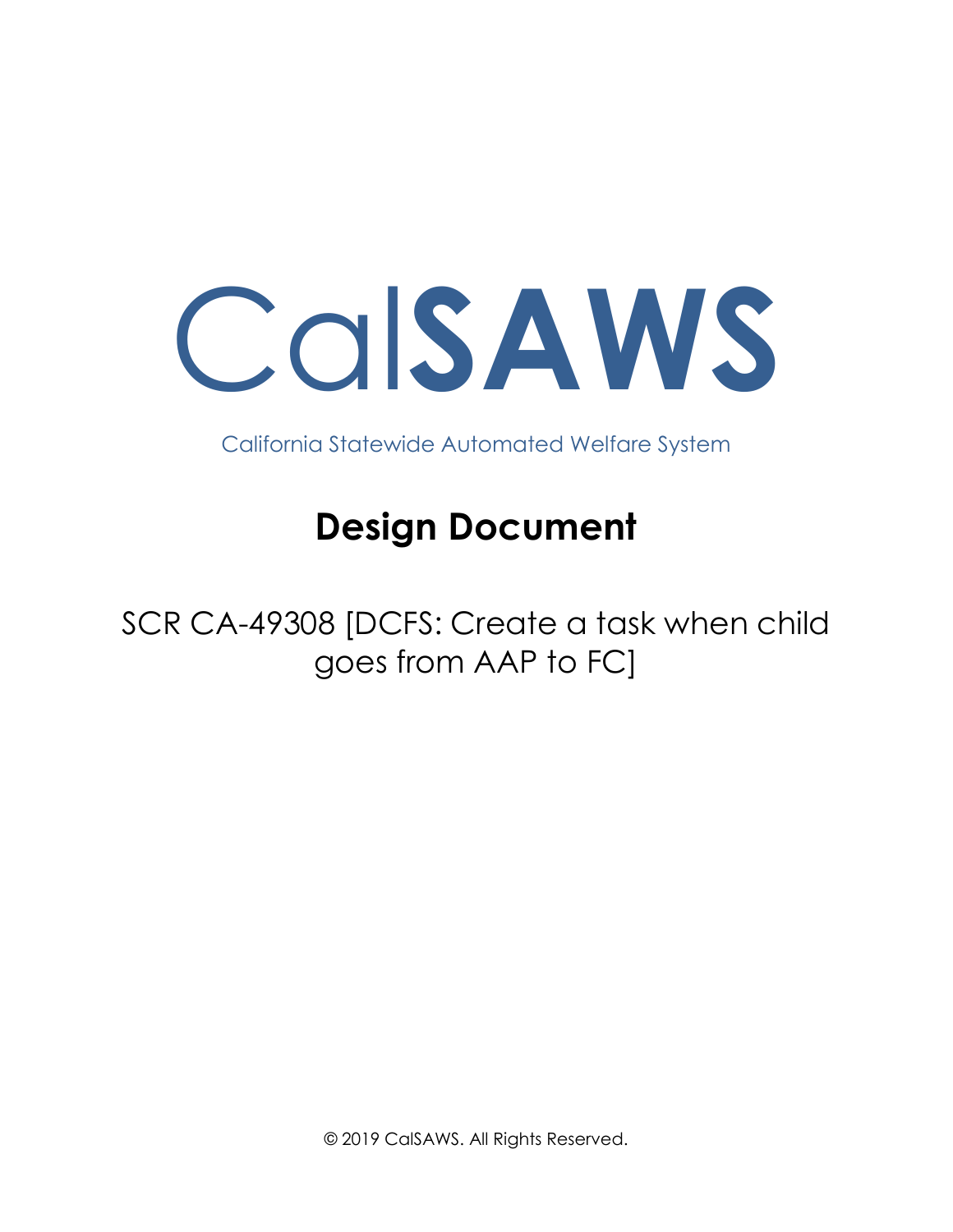# CalSAWS

California Statewide Automated Welfare System

# Design Document

SCR CA-49308 [DCFS: Create a task when child goes from AAP to FC]

© 2019 CalSAWS. All Rights Reserved.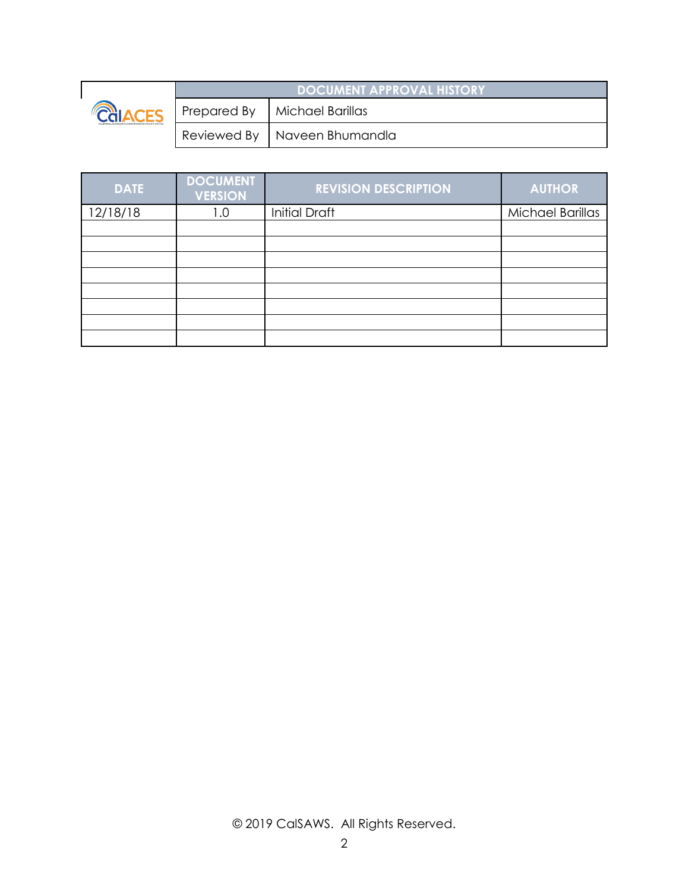| DOCUMENT APPROVAL HISTORY | |
|---|---|
| Prepared By | Michael Barillas |
| Reviewed By | Naveen Bhumandla |

| DATE | DOCUMENT VERSION | REVISION DESCRIPTION | AUTHOR |
|---|---|---|---|
| 12/18/18 | 1.0 | Initial Draft | Michael Barillas |
| | | | |
| | | | |
| | | | |
| | | | |
| | | | |
| | | | |
| | | | |
| | | | |

© 2019 CalSAWS. All Rights Reserved.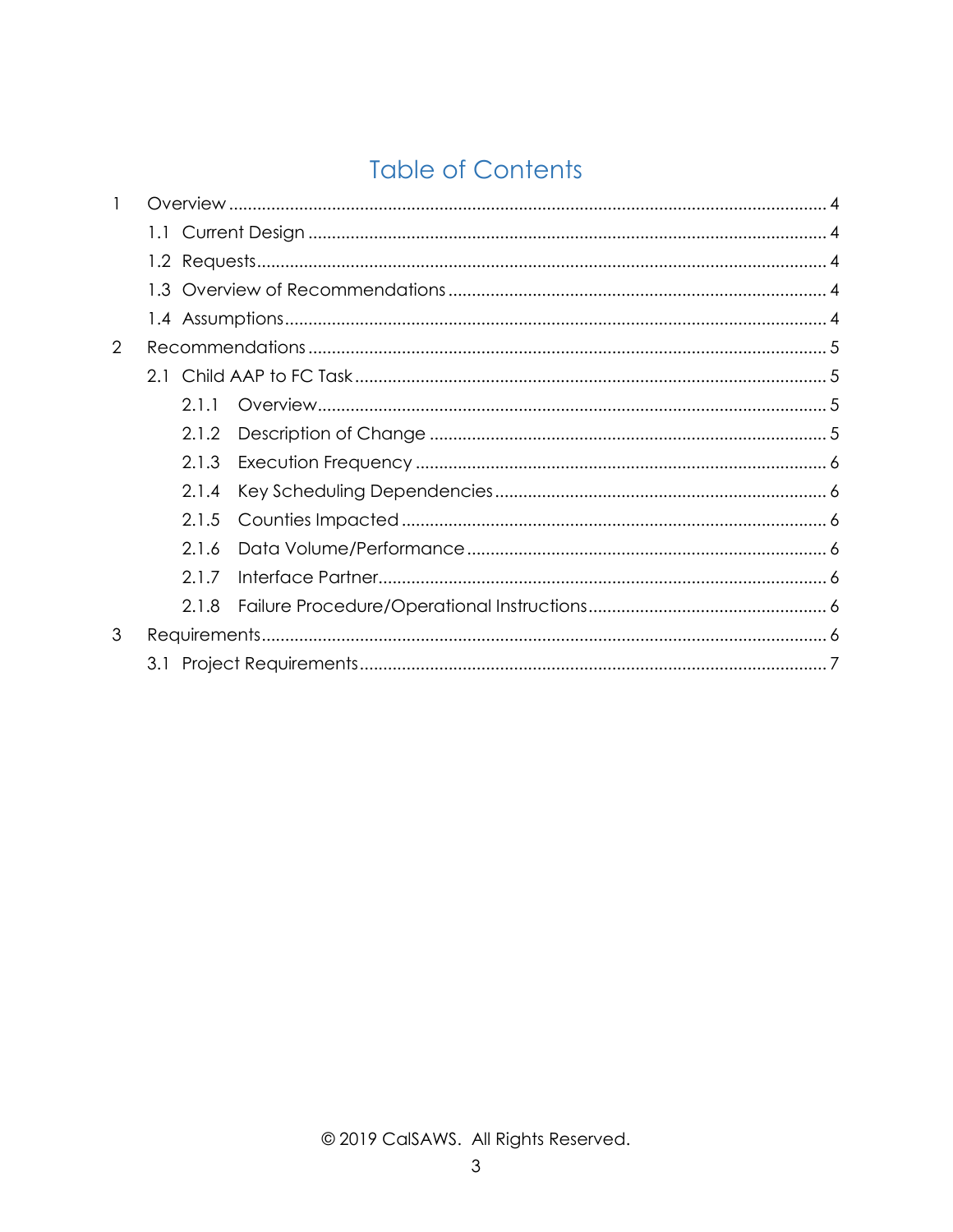# Table of Contents

1 Overview ........................................................ 4

- 1.1 Current Design ........................................................ 4
- 1.2 Requests ........................................................ 4
- 1.3 Overview of Recommendations ........................................................ 4
- 1.4 Assumptions ........................................................ 4

2 Recommendations ........................................................ 5

- 2.1 Child AAP to FC Task ........................................................ 5
  - 2.1.1 Overview ........................................................ 5
  - 2.1.2 Description of Change ........................................................ 5
  - 2.1.3 Execution Frequency ........................................................ 6
  - 2.1.4 Key Scheduling Dependencies ........................................................ 6
  - 2.1.5 Counties Impacted ........................................................ 6
  - 2.1.6 Data Volume/Performance ........................................................ 6
  - 2.1.7 Interface Partner ........................................................ 6
  - 2.1.8 Failure Procedure/Operational Instructions ........................................................ 6

3 Requirements ........................................................ 6

- 3.1 Project Requirements ........................................................ 7

© 2019 CalSAWS. All Rights Reserved.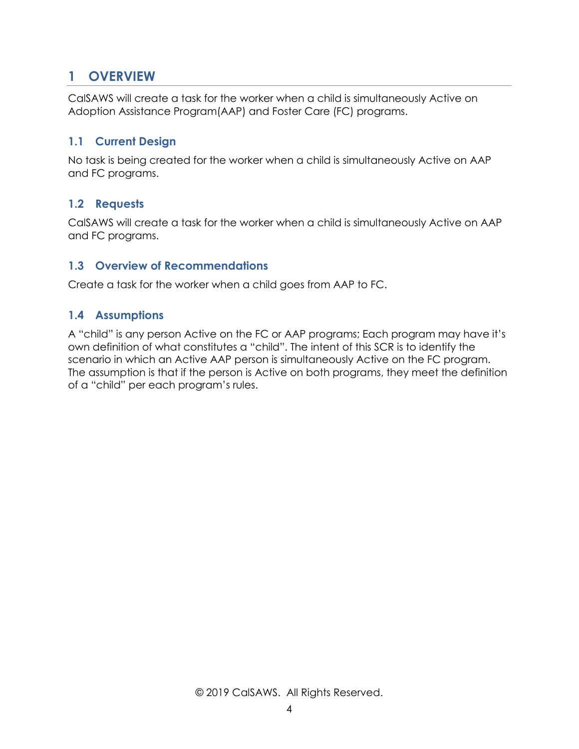# 1 OVERVIEW

CalSAWS will create a task for the worker when a child is simultaneously Active on Adoption Assistance Program(AAP) and Foster Care (FC) programs.

## 1.1 Current Design

No task is being created for the worker when a child is simultaneously Active on AAP and FC programs.

## 1.2 Requests

CalSAWS will create a task for the worker when a child is simultaneously Active on AAP and FC programs.

## 1.3 Overview of Recommendations

Create a task for the worker when a child goes from AAP to FC.

## 1.4 Assumptions

A "child" is any person Active on the FC or AAP programs; Each program may have it's own definition of what constitutes a "child". The intent of this SCR is to identify the scenario in which an Active AAP person is simultaneously Active on the FC program. The assumption is that if the person is Active on both programs, they meet the definition of a "child" per each program's rules.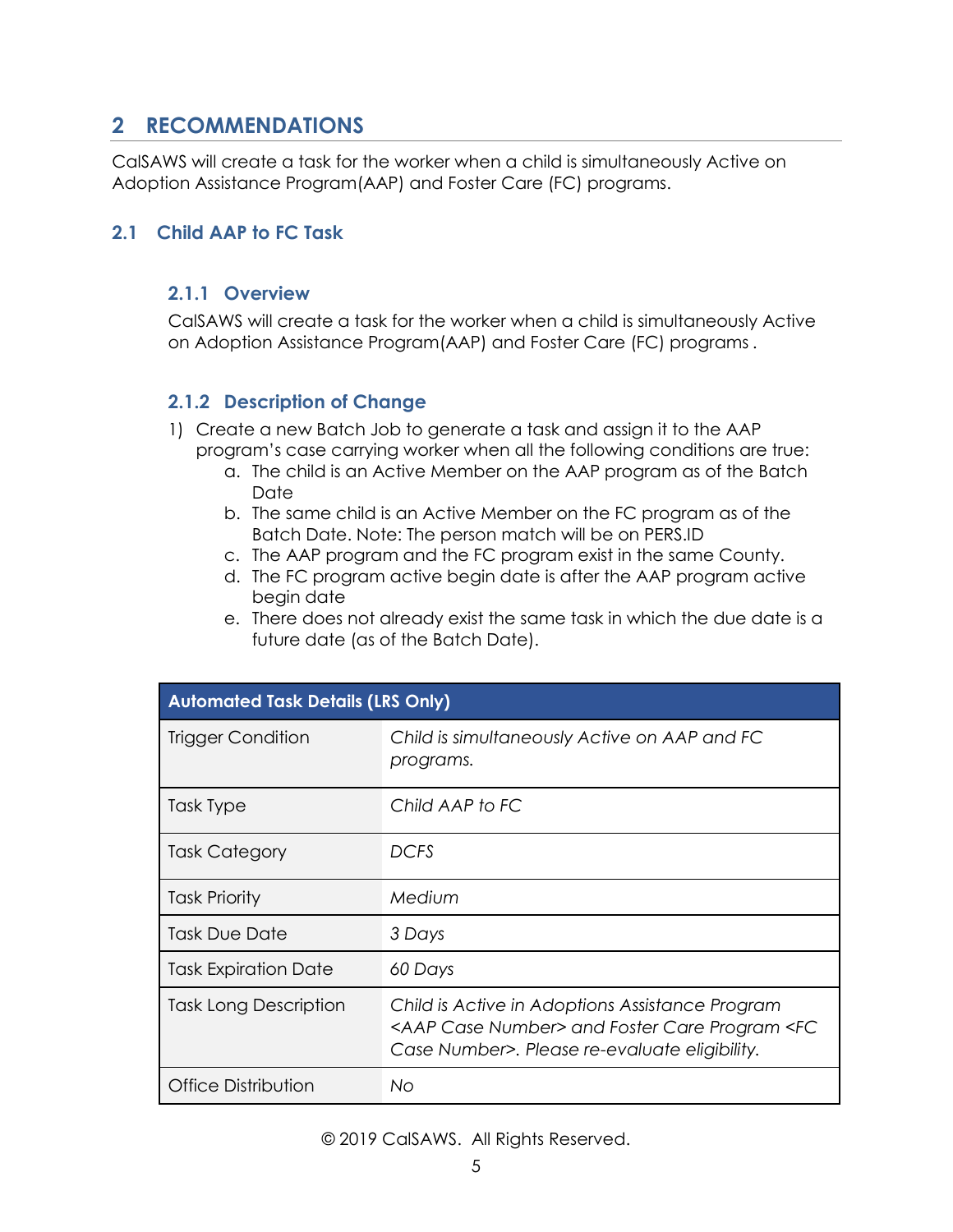# 2 RECOMMENDATIONS

CalSAWS will create a task for the worker when a child is simultaneously Active on Adoption Assistance Program(AAP) and Foster Care (FC) programs.

## 2.1 Child AAP to FC Task

### 2.1.1 Overview

CalSAWS will create a task for the worker when a child is simultaneously Active on Adoption Assistance Program(AAP) and Foster Care (FC) programs .

### 2.1.2 Description of Change

1) Create a new Batch Job to generate a task and assign it to the AAP program's case carrying worker when all the following conditions are true:
   a. The child is an Active Member on the AAP program as of the Batch Date
   b. The same child is an Active Member on the FC program as of the Batch Date. Note: The person match will be on PERS.ID
   c. The AAP program and the FC program exist in the same County.
   d. The FC program active begin date is after the AAP program active begin date
   e. There does not already exist the same task in which the due date is a future date (as of the Batch Date).

| **Automated Task Details (LRS Only)** | |
|---|---|
| Trigger Condition | *Child is simultaneously Active on AAP and FC programs.* |
| Task Type | *Child AAP to FC* |
| Task Category | *DCFS* |
| Task Priority | *Medium* |
| Task Due Date | *3 Days* |
| Task Expiration Date | *60 Days* |
| Task Long Description | *Child is Active in Adoptions Assistance Program <AAP Case Number> and Foster Care Program <FC Case Number>. Please re-evaluate eligibility.* |
| Office Distribution | *No* |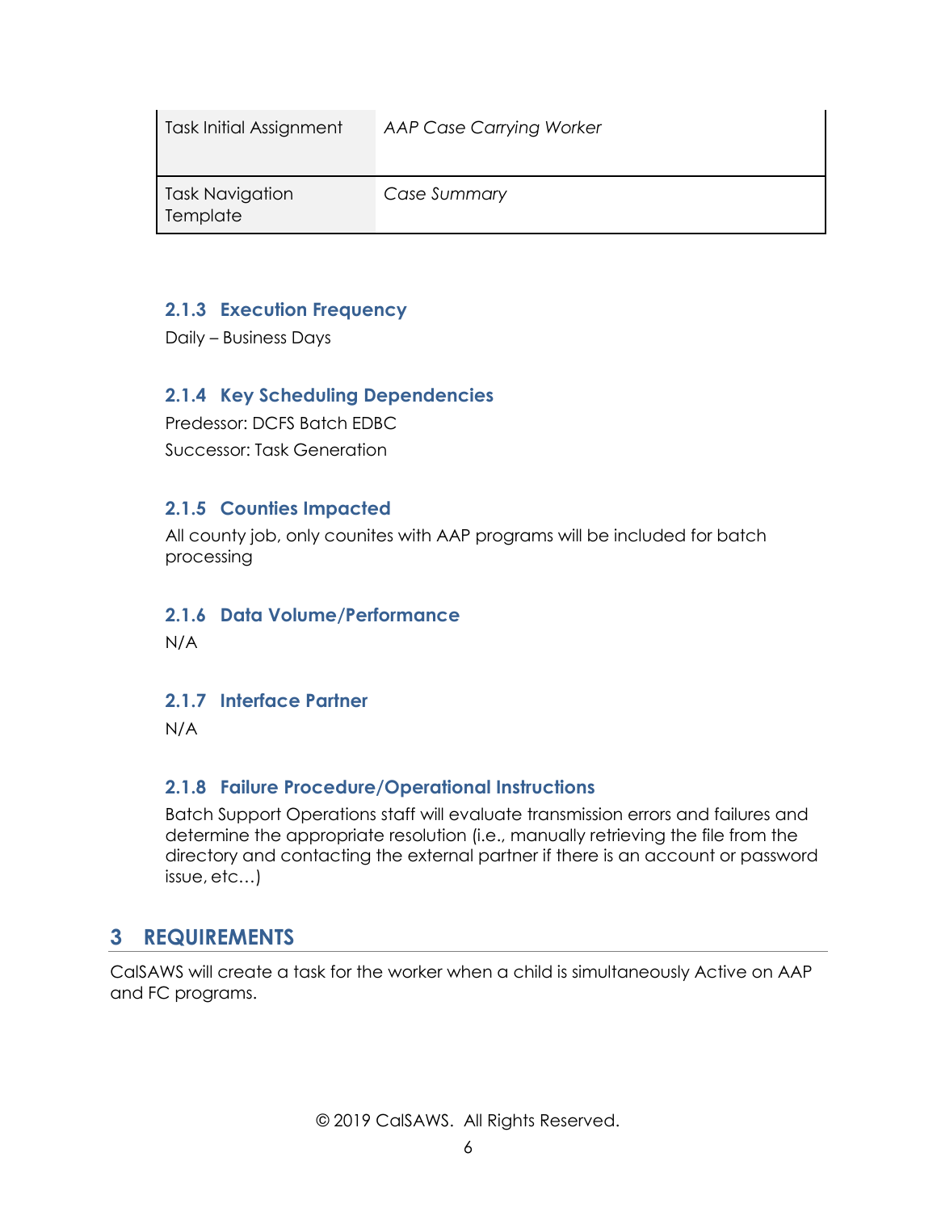| Task Initial Assignment | *AAP Case Carrying Worker* |
|---|---|
| Task Navigation Template | *Case Summary* |

### 2.1.3 Execution Frequency

Daily – Business Days

### 2.1.4 Key Scheduling Dependencies

Predessor: DCFS Batch EDBC

Successor: Task Generation

### 2.1.5 Counties Impacted

All county job, only counites with AAP programs will be included for batch processing

### 2.1.6 Data Volume/Performance

N/A

### 2.1.7 Interface Partner

N/A

### 2.1.8 Failure Procedure/Operational Instructions

Batch Support Operations staff will evaluate transmission errors and failures and determine the appropriate resolution (i.e., manually retrieving the file from the directory and contacting the external partner if there is an account or password issue, etc…)

# 3 REQUIREMENTS

CalSAWS will create a task for the worker when a child is simultaneously Active on AAP and FC programs.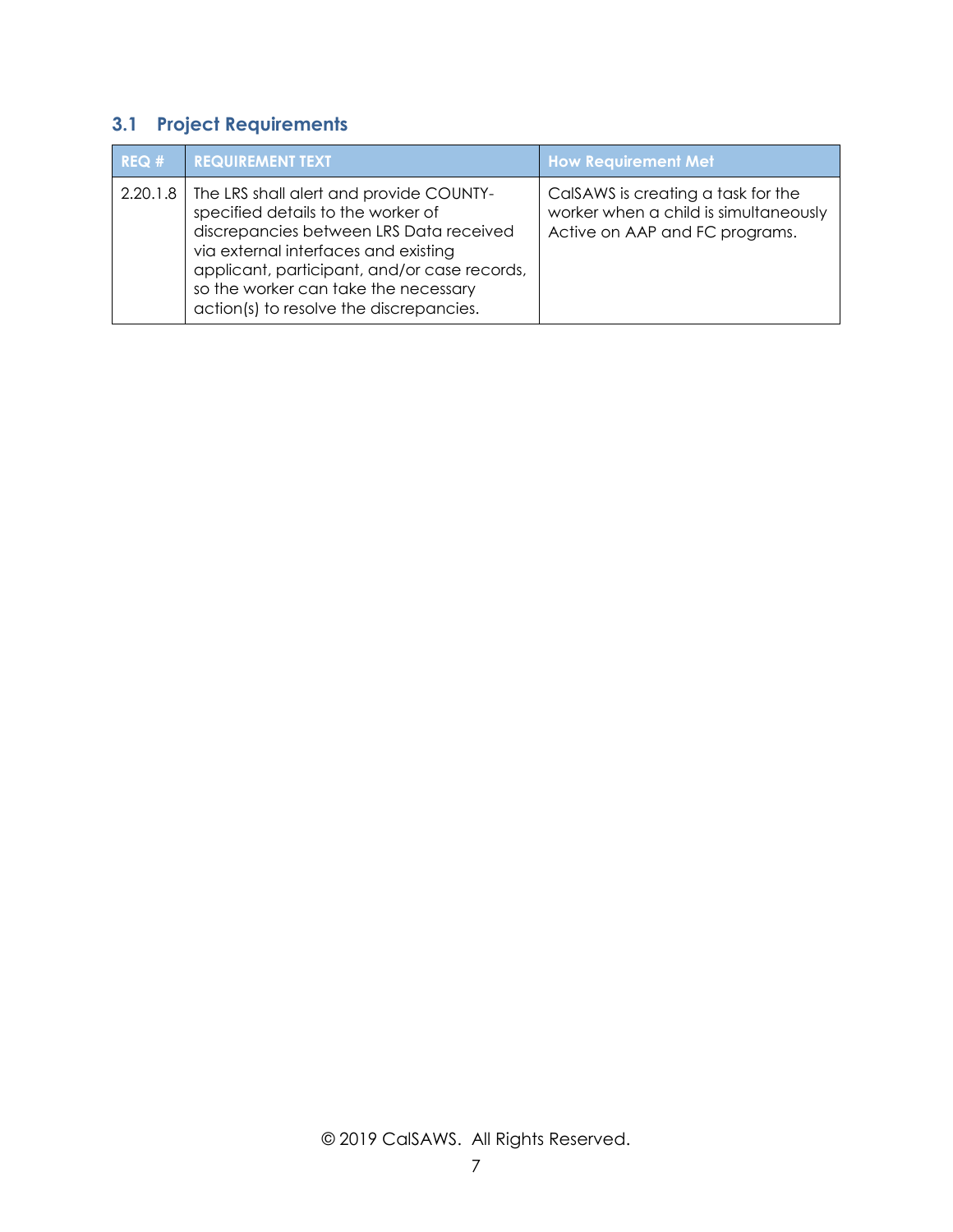## 3.1 Project Requirements

| REQ # | REQUIREMENT TEXT | How Requirement Met |
| --- | --- | --- |
| 2.20.1.8 | The LRS shall alert and provide COUNTY-specified details to the worker of discrepancies between LRS Data received via external interfaces and existing applicant, participant, and/or case records, so the worker can take the necessary action(s) to resolve the discrepancies. | CalSAWS is creating a task for the worker when a child is simultaneously Active on AAP and FC programs. |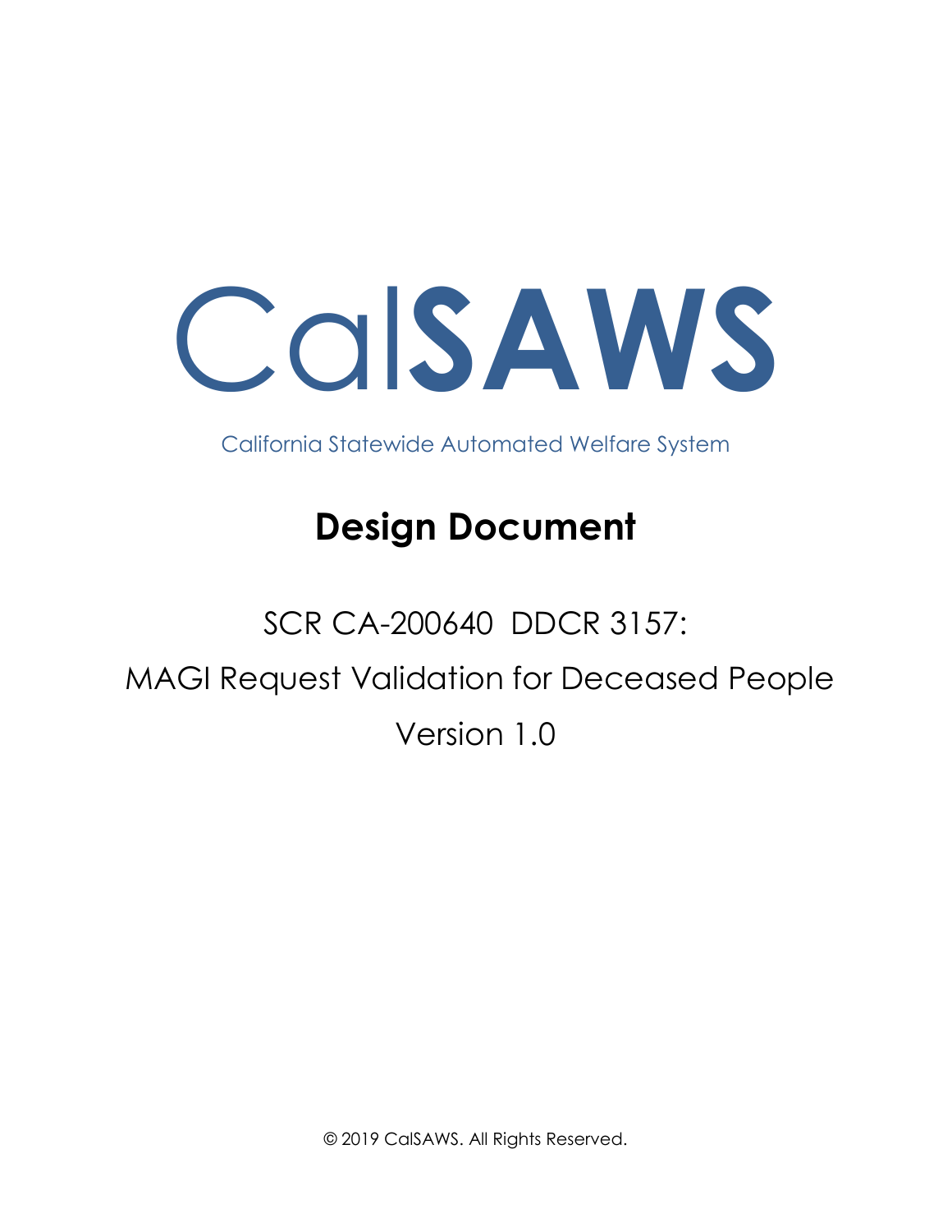# CalSAWS

California Statewide Automated Welfare System

# Design Document

SCR CA-200640 DDCR 3157:

MAGI Request Validation for Deceased People

Version 1.0

© 2019 CalSAWS. All Rights Reserved.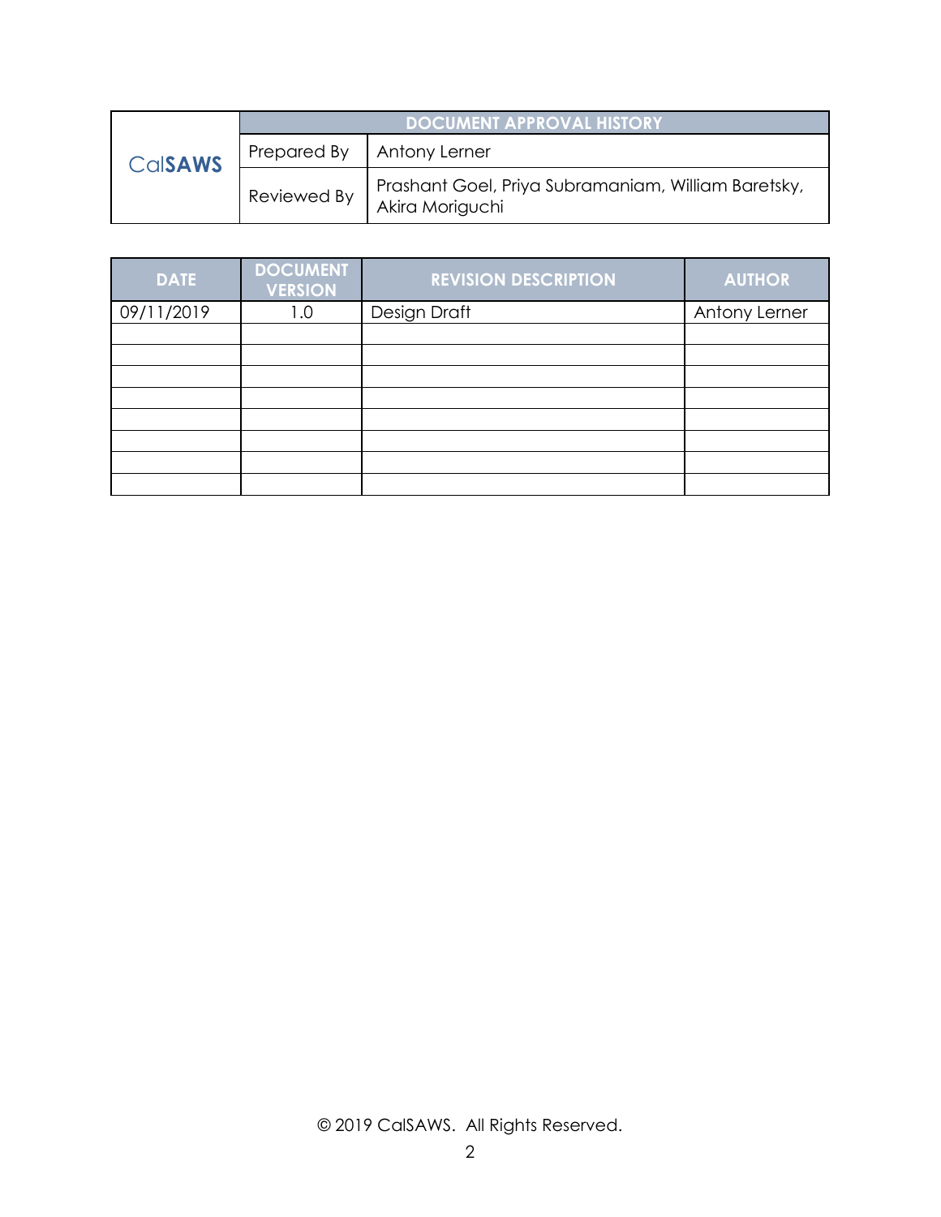| CalSAWS | DOCUMENT APPROVAL HISTORY | |
|---|---|---|
| | Prepared By | Antony Lerner |
| | Reviewed By | Prashant Goel, Priya Subramaniam, William Baretsky, Akira Moriguchi |

| DATE | DOCUMENT VERSION | REVISION DESCRIPTION | AUTHOR |
|---|---|---|---|
| 09/11/2019 | 1.0 | Design Draft | Antony Lerner |
| | | | |
| | | | |
| | | | |
| | | | |
| | | | |
| | | | |
| | | | |
| | | | |

© 2019 CalSAWS. All Rights Reserved.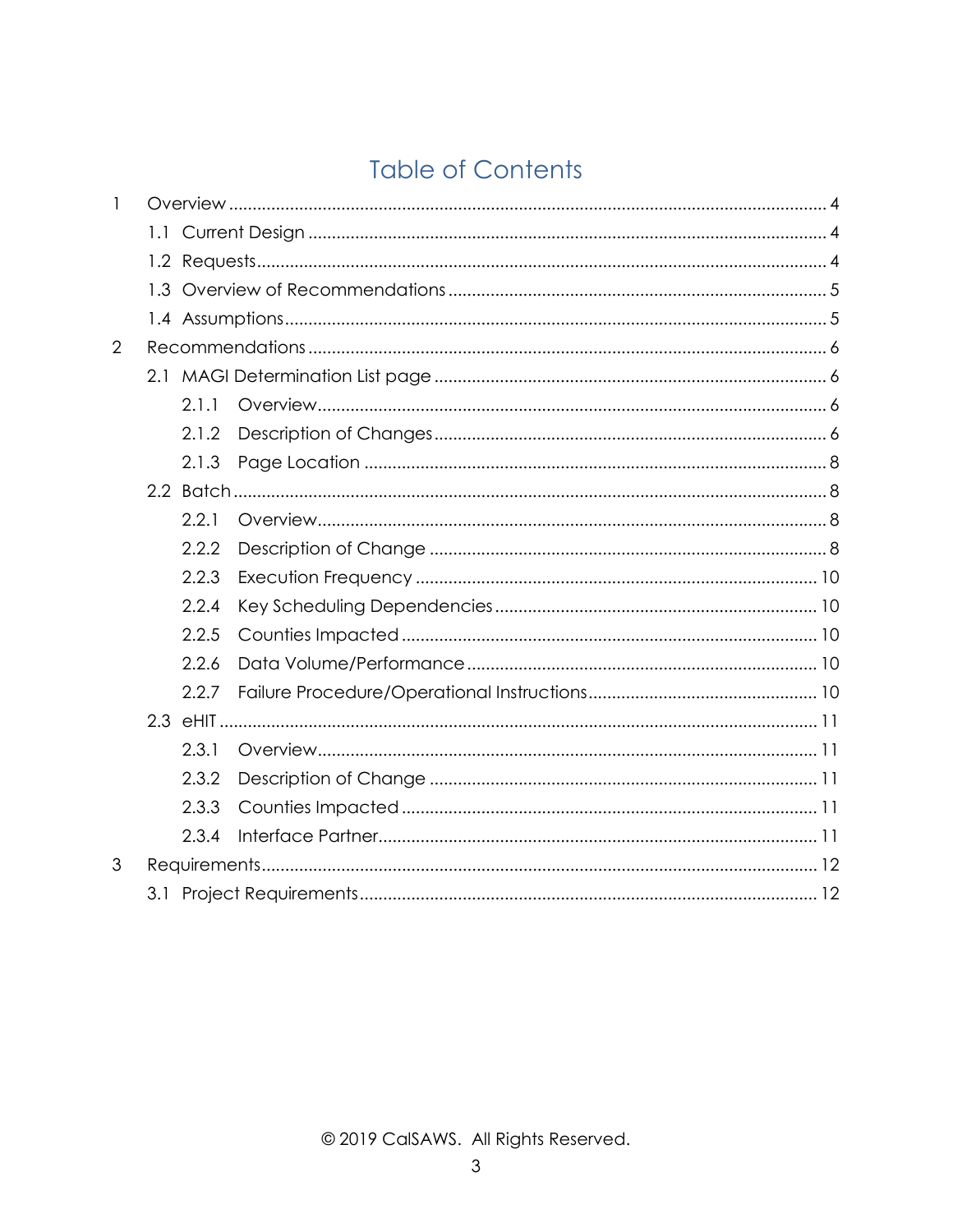# Table of Contents

- 1 Overview ........ 4
  - 1.1 Current Design ........ 4
  - 1.2 Requests ........ 4
  - 1.3 Overview of Recommendations ........ 5
  - 1.4 Assumptions ........ 5
- 2 Recommendations ........ 6
  - 2.1 MAGI Determination List page ........ 6
    - 2.1.1 Overview ........ 6
    - 2.1.2 Description of Changes ........ 6
    - 2.1.3 Page Location ........ 8
  - 2.2 Batch ........ 8
    - 2.2.1 Overview ........ 8
    - 2.2.2 Description of Change ........ 8
    - 2.2.3 Execution Frequency ........ 10
    - 2.2.4 Key Scheduling Dependencies ........ 10
    - 2.2.5 Counties Impacted ........ 10
    - 2.2.6 Data Volume/Performance ........ 10
    - 2.2.7 Failure Procedure/Operational Instructions ........ 10
  - 2.3 eHIT ........ 11
    - 2.3.1 Overview ........ 11
    - 2.3.2 Description of Change ........ 11
    - 2.3.3 Counties Impacted ........ 11
    - 2.3.4 Interface Partner ........ 11
- 3 Requirements ........ 12
  - 3.1 Project Requirements ........ 12

© 2019 CalSAWS. All Rights Reserved.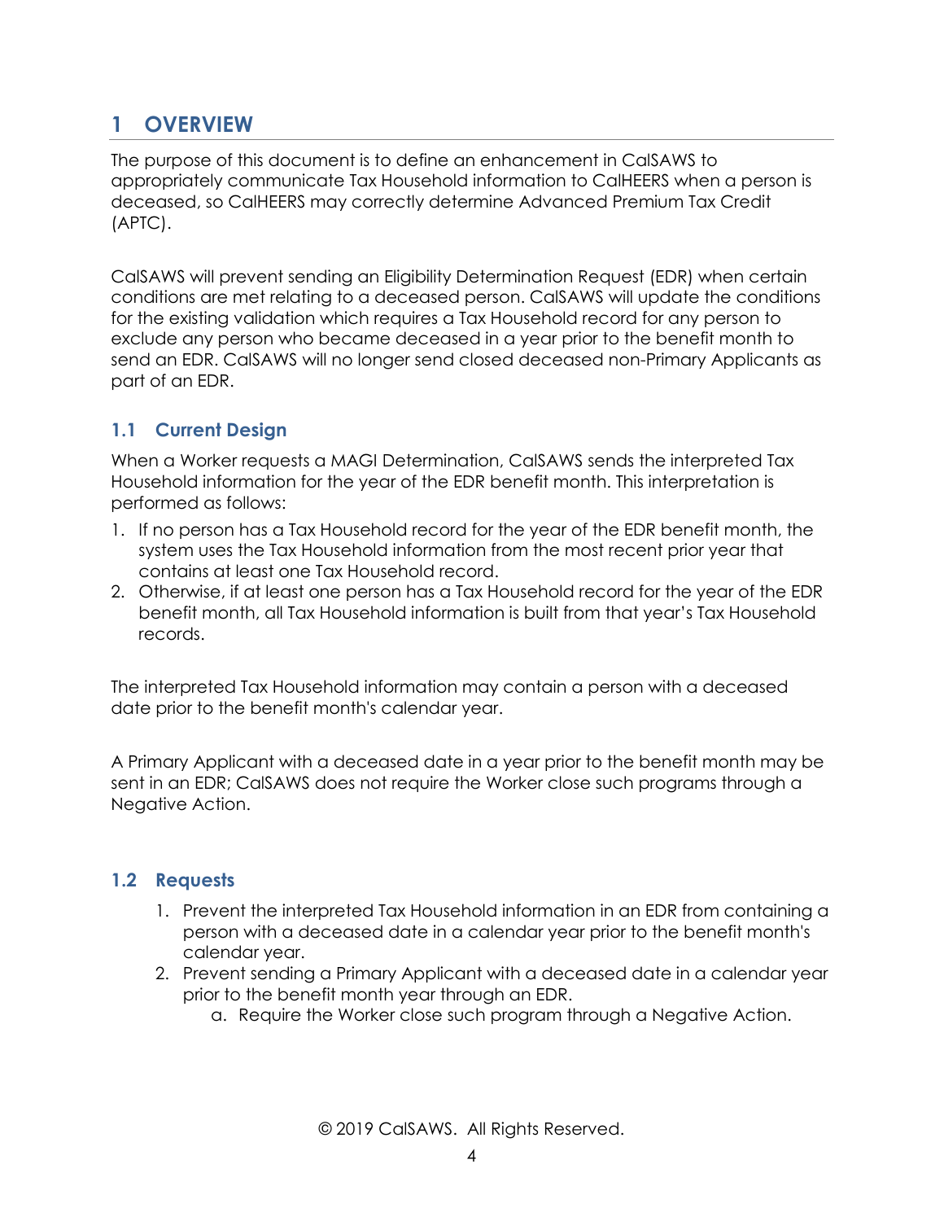# 1 OVERVIEW

The purpose of this document is to define an enhancement in CalSAWS to appropriately communicate Tax Household information to CalHEERS when a person is deceased, so CalHEERS may correctly determine Advanced Premium Tax Credit (APTC).

CalSAWS will prevent sending an Eligibility Determination Request (EDR) when certain conditions are met relating to a deceased person. CalSAWS will update the conditions for the existing validation which requires a Tax Household record for any person to exclude any person who became deceased in a year prior to the benefit month to send an EDR. CalSAWS will no longer send closed deceased non-Primary Applicants as part of an EDR.

## 1.1 Current Design

When a Worker requests a MAGI Determination, CalSAWS sends the interpreted Tax Household information for the year of the EDR benefit month. This interpretation is performed as follows:

1. If no person has a Tax Household record for the year of the EDR benefit month, the system uses the Tax Household information from the most recent prior year that contains at least one Tax Household record.
2. Otherwise, if at least one person has a Tax Household record for the year of the EDR benefit month, all Tax Household information is built from that year's Tax Household records.

The interpreted Tax Household information may contain a person with a deceased date prior to the benefit month's calendar year.

A Primary Applicant with a deceased date in a year prior to the benefit month may be sent in an EDR; CalSAWS does not require the Worker close such programs through a Negative Action.

## 1.2 Requests

1. Prevent the interpreted Tax Household information in an EDR from containing a person with a deceased date in a calendar year prior to the benefit month's calendar year.
2. Prevent sending a Primary Applicant with a deceased date in a calendar year prior to the benefit month year through an EDR.
   a. Require the Worker close such program through a Negative Action.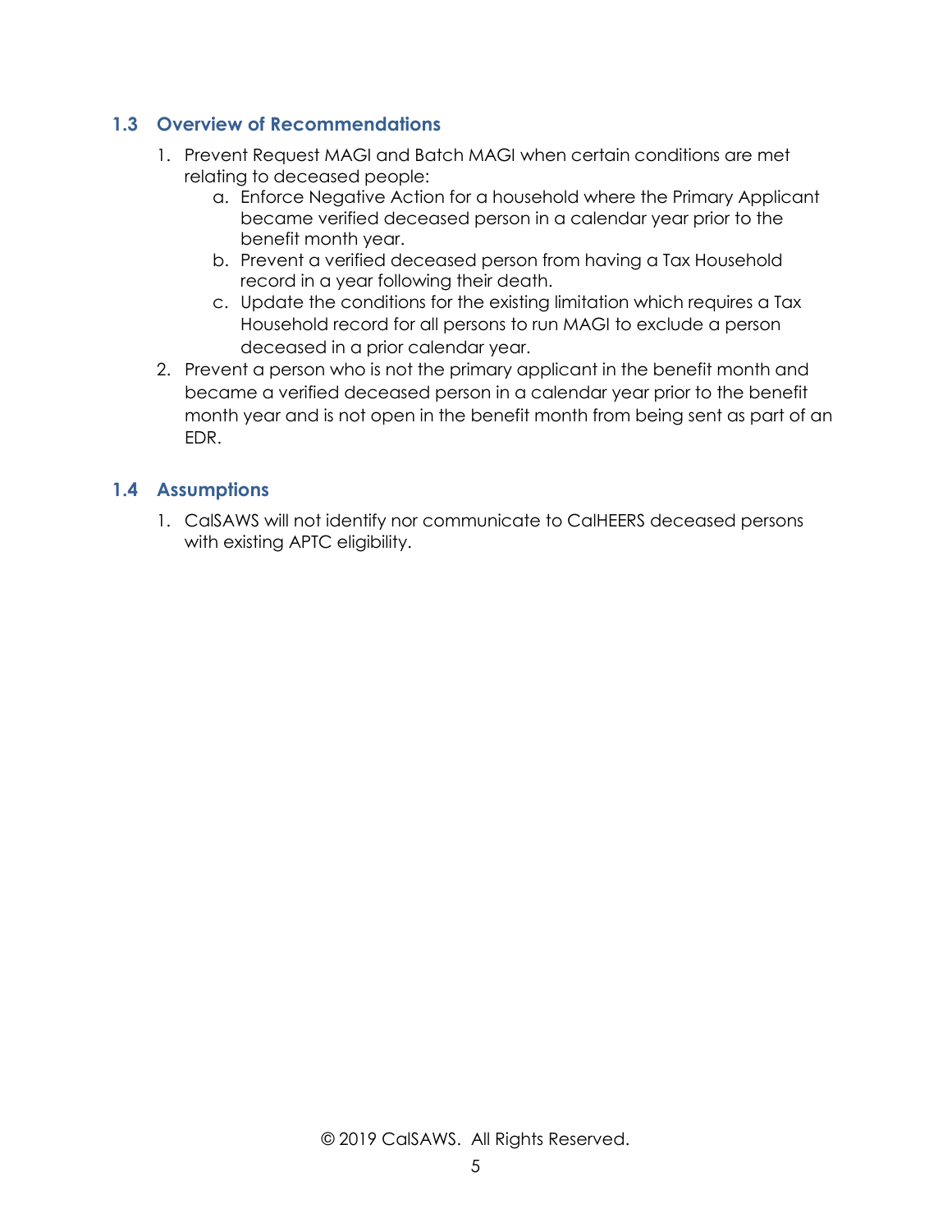## 1.3 Overview of Recommendations

1. Prevent Request MAGI and Batch MAGI when certain conditions are met relating to deceased people:
   a. Enforce Negative Action for a household where the Primary Applicant became verified deceased person in a calendar year prior to the benefit month year.
   b. Prevent a verified deceased person from having a Tax Household record in a year following their death.
   c. Update the conditions for the existing limitation which requires a Tax Household record for all persons to run MAGI to exclude a person deceased in a prior calendar year.
2. Prevent a person who is not the primary applicant in the benefit month and became a verified deceased person in a calendar year prior to the benefit month year and is not open in the benefit month from being sent as part of an EDR.

## 1.4 Assumptions

1. CalSAWS will not identify nor communicate to CalHEERS deceased persons with existing APTC eligibility.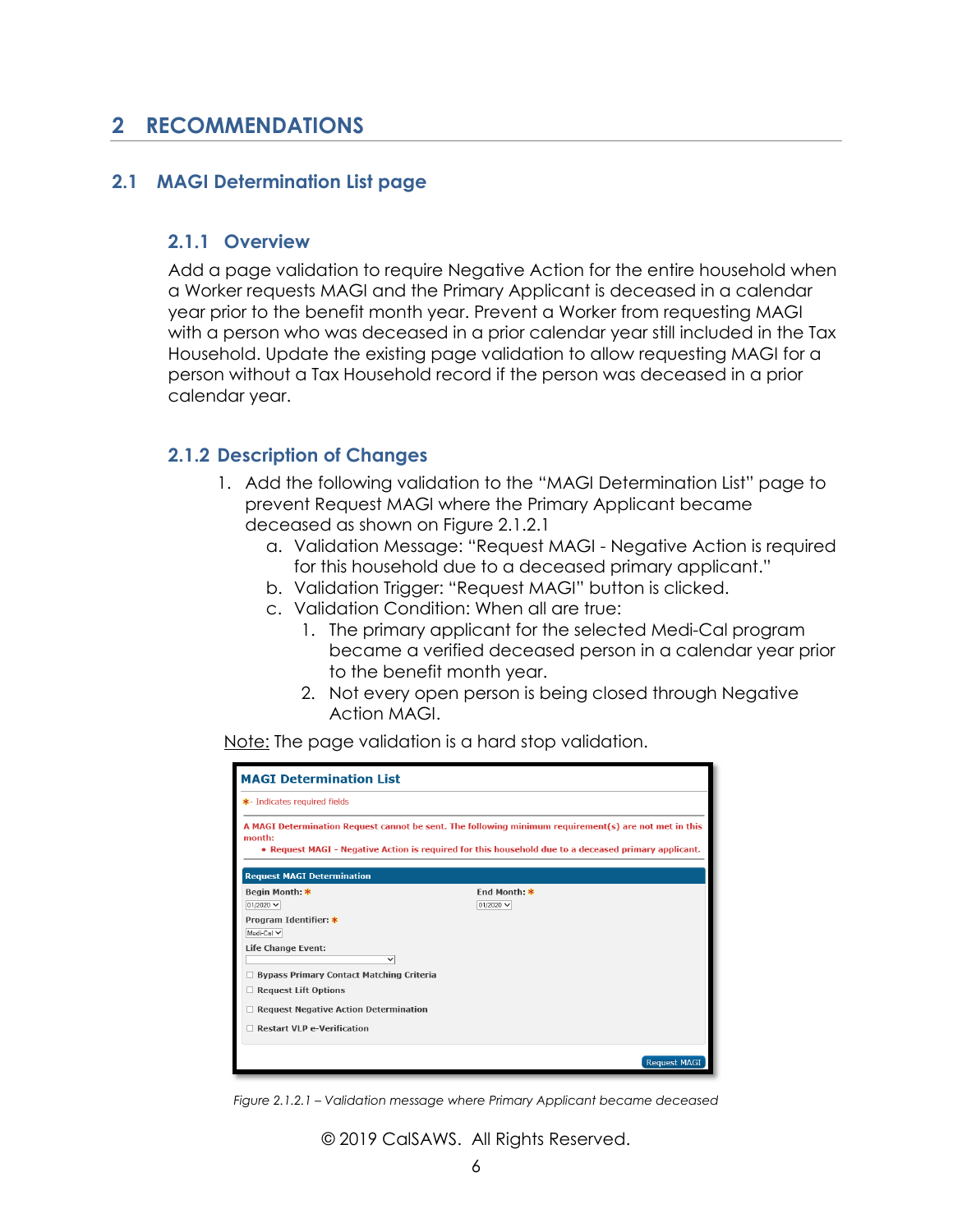# 2 RECOMMENDATIONS

## 2.1 MAGI Determination List page

### 2.1.1 Overview

Add a page validation to require Negative Action for the entire household when a Worker requests MAGI and the Primary Applicant is deceased in a calendar year prior to the benefit month year. Prevent a Worker from requesting MAGI with a person who was deceased in a prior calendar year still included in the Tax Household. Update the existing page validation to allow requesting MAGI for a person without a Tax Household record if the person was deceased in a prior calendar year.

### 2.1.2 Description of Changes

1. Add the following validation to the "MAGI Determination List" page to prevent Request MAGI where the Primary Applicant became deceased as shown on Figure 2.1.2.1
   a. Validation Message: "Request MAGI - Negative Action is required for this household due to a deceased primary applicant."
   b. Validation Trigger: "Request MAGI" button is clicked.
   c. Validation Condition: When all are true:
      1. The primary applicant for the selected Medi-Cal program became a verified deceased person in a calendar year prior to the benefit month year.
      2. Not every open person is being closed through Negative Action MAGI.

<u>Note:</u> The page validation is a hard stop validation.

**MAGI Determination List**

*- Indicates required fields

A MAGI Determination Request cannot be sent. The following minimum requirement(s) are not met in this month:
- Request MAGI - Negative Action is required for this household due to a deceased primary applicant.

**Request MAGI Determination**

Begin Month: * 01/2020
End Month: * 01/2020
Program Identifier: * Medi-Cal
Life Change Event:

- ☐ Bypass Primary Contact Matching Criteria
- ☐ Request Lift Options
- ☐ Request Negative Action Determination
- ☐ Restart VLP e-Verification

[Request MAGI]

*Figure 2.1.2.1 – Validation message where Primary Applicant became deceased*

© 2019 CalSAWS. All Rights Reserved.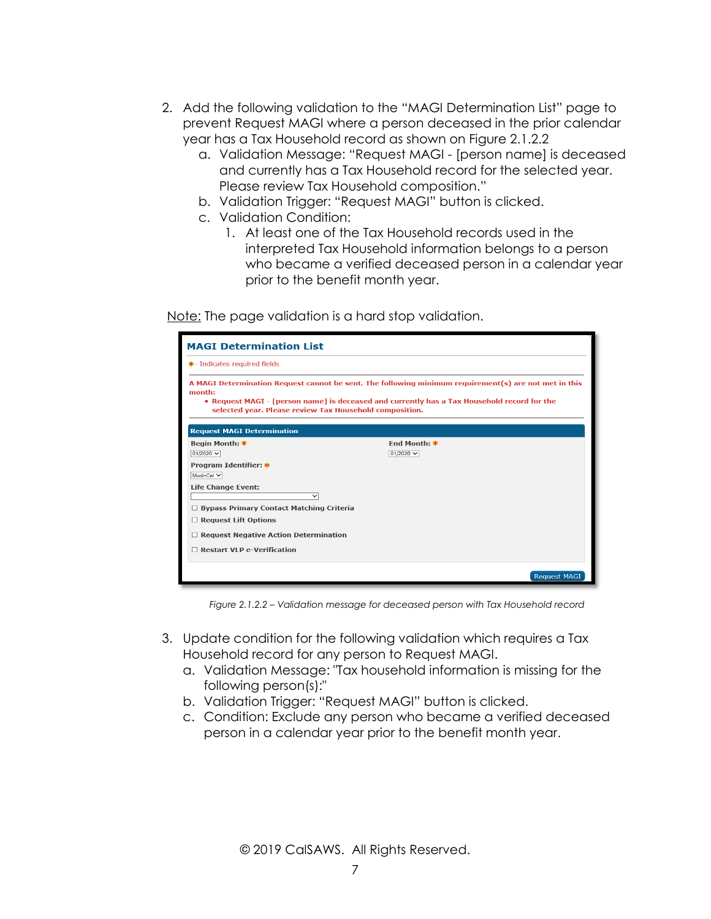2. Add the following validation to the "MAGI Determination List" page to prevent Request MAGI where a person deceased in the prior calendar year has a Tax Household record as shown on Figure 2.1.2.2
   a. Validation Message: "Request MAGI - [person name] is deceased and currently has a Tax Household record for the selected year. Please review Tax Household composition."
   b. Validation Trigger: "Request MAGI" button is clicked.
   c. Validation Condition:
      1. At least one of the Tax Household records used in the interpreted Tax Household information belongs to a person who became a verified deceased person in a calendar year prior to the benefit month year.

Note: The page validation is a hard stop validation.

**MAGI Determination List**

*- Indicates required fields

A MAGI Determination Request cannot be sent. The following minimum requirement(s) are not met in this month:

- Request MAGI - [person name] is deceased and currently has a Tax Household record for the selected year. Please review Tax Household composition.

**Request MAGI Determination**

Begin Month: * 01/2020 | End Month: * 01/2020

Program Identifier: * Medi-Cal

Life Change Event:

☐ Bypass Primary Contact Matching Criteria

☐ Request Lift Options

☐ Request Negative Action Determination

☐ Restart VLP e-Verification

Request MAGI

*Figure 2.1.2.2 – Validation message for deceased person with Tax Household record*

3. Update condition for the following validation which requires a Tax Household record for any person to Request MAGI.
   a. Validation Message: "Tax household information is missing for the following person(s):"
   b. Validation Trigger: "Request MAGI" button is clicked.
   c. Condition: Exclude any person who became a verified deceased person in a calendar year prior to the benefit month year.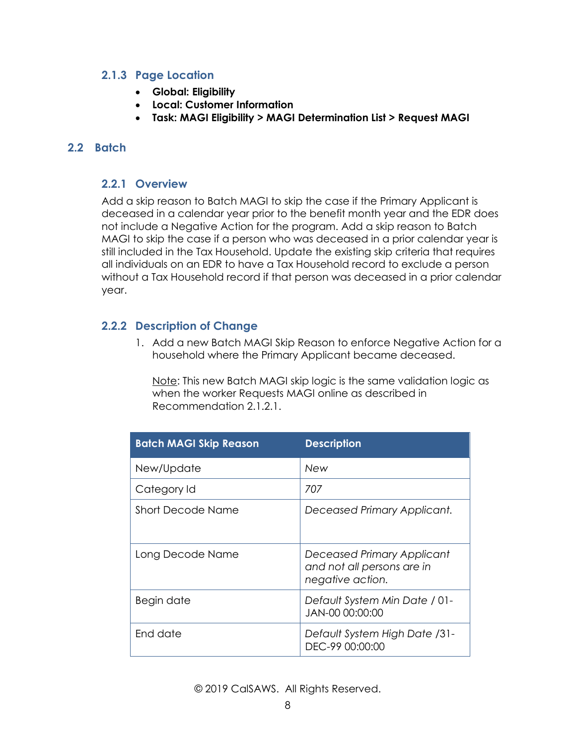### 2.1.3 Page Location

- **Global: Eligibility**
- **Local: Customer Information**
- **Task: MAGI Eligibility > MAGI Determination List > Request MAGI**

## 2.2 Batch

### 2.2.1 Overview

Add a skip reason to Batch MAGI to skip the case if the Primary Applicant is deceased in a calendar year prior to the benefit month year and the EDR does not include a Negative Action for the program. Add a skip reason to Batch MAGI to skip the case if a person who was deceased in a prior calendar year is still included in the Tax Household. Update the existing skip criteria that requires all individuals on an EDR to have a Tax Household record to exclude a person without a Tax Household record if that person was deceased in a prior calendar year.

### 2.2.2 Description of Change

1. Add a new Batch MAGI Skip Reason to enforce Negative Action for a household where the Primary Applicant became deceased.

   Note: This new Batch MAGI skip logic is the same validation logic as when the worker Requests MAGI online as described in Recommendation 2.1.2.1.

| Batch MAGI Skip Reason | Description |
|---|---|
| New/Update | *New* |
| Category Id | *707* |
| Short Decode Name | *Deceased Primary Applicant.* |
| Long Decode Name | *Deceased Primary Applicant and not all persons are in negative action.* |
| Begin date | *Default System Min Date* / 01-JAN-00 00:00:00 |
| End date | *Default System High Date* /31-DEC-99 00:00:00 |

© 2019 CalSAWS. All Rights Reserved.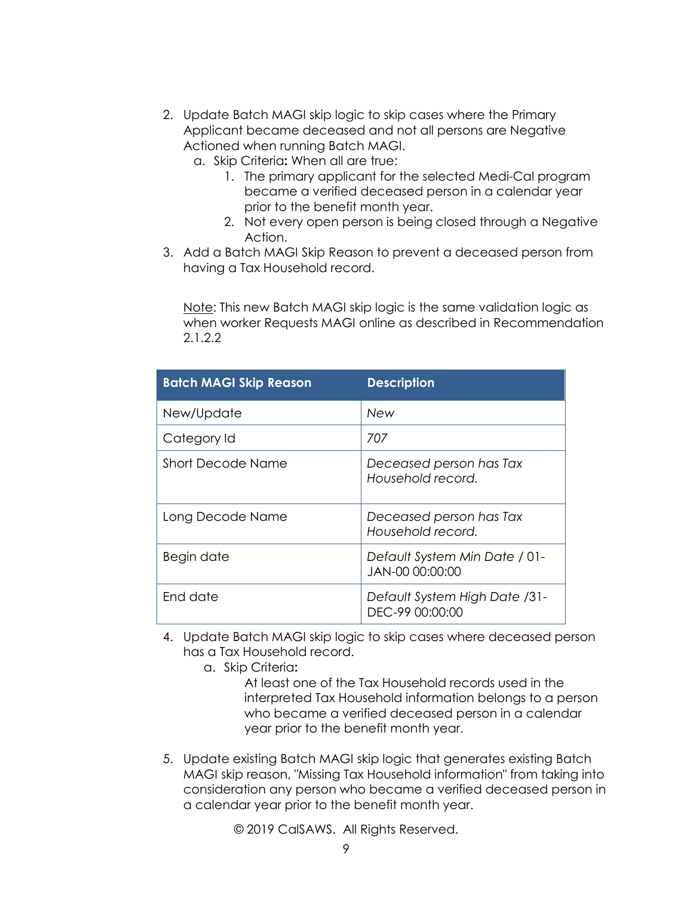2. Update Batch MAGI skip logic to skip cases where the Primary Applicant became deceased and not all persons are Negative Actioned when running Batch MAGI.
   a. Skip Criteria**:** When all are true:
      1. The primary applicant for the selected Medi-Cal program became a verified deceased person in a calendar year prior to the benefit month year.
      2. Not every open person is being closed through a Negative Action.
3. Add a Batch MAGI Skip Reason to prevent a deceased person from having a Tax Household record.

   Note: This new Batch MAGI skip logic is the same validation logic as when worker Requests MAGI online as described in Recommendation 2.1.2.2

| Batch MAGI Skip Reason | Description |
| --- | --- |
| New/Update | *New* |
| Category Id | *707* |
| Short Decode Name | *Deceased person has Tax Household record.* |
| Long Decode Name | *Deceased person has Tax Household record.* |
| Begin date | *Default System Min Date* / 01-JAN-00 00:00:00 |
| End date | *Default System High Date* /31-DEC-99 00:00:00 |

4. Update Batch MAGI skip logic to skip cases where deceased person has a Tax Household record.
   a. Skip Criteria**:**

      At least one of the Tax Household records used in the interpreted Tax Household information belongs to a person who became a verified deceased person in a calendar year prior to the benefit month year.

5. Update existing Batch MAGI skip logic that generates existing Batch MAGI skip reason, "Missing Tax Household information" from taking into consideration any person who became a verified deceased person in a calendar year prior to the benefit month year.

© 2019 CalSAWS. All Rights Reserved.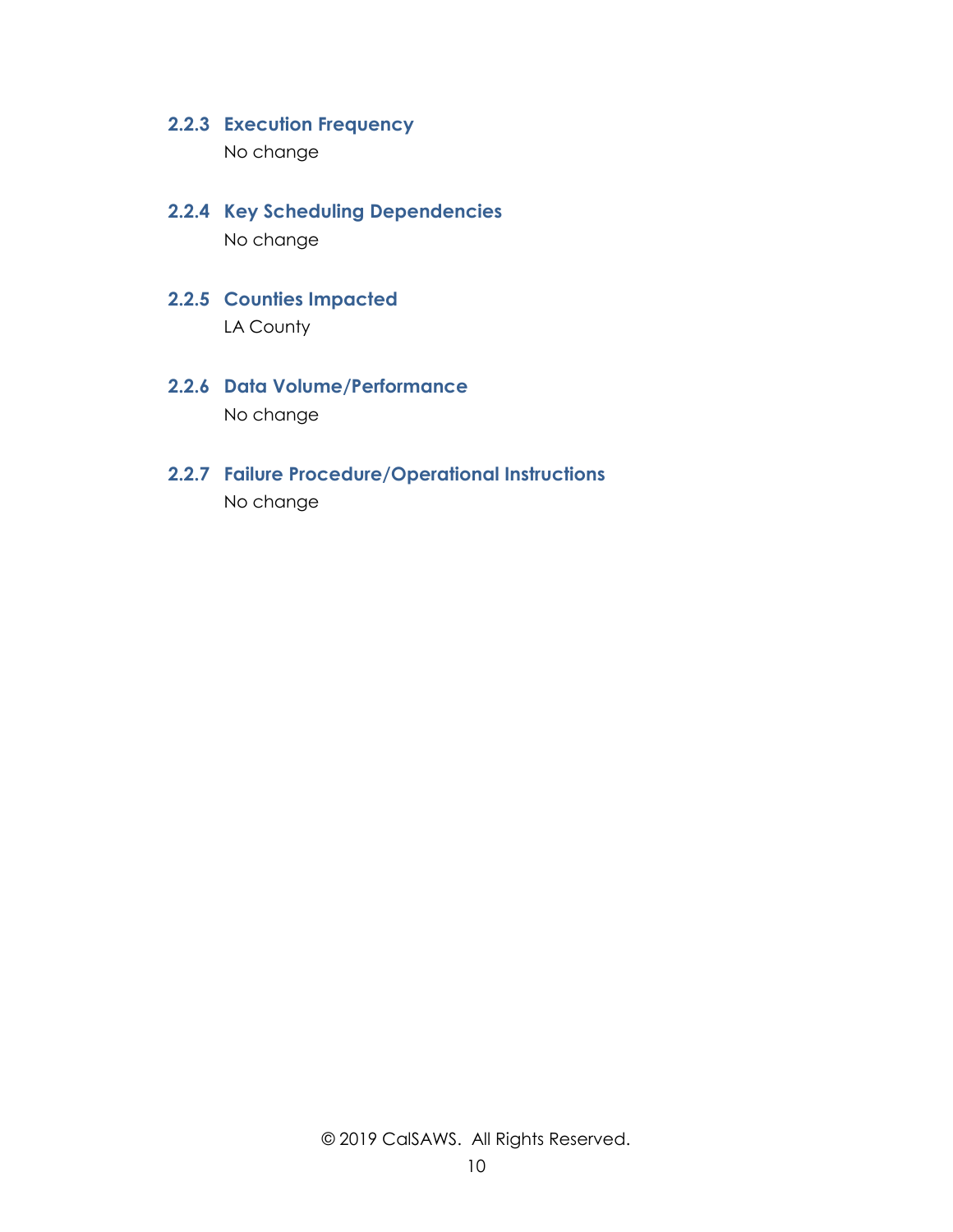### 2.2.3 Execution Frequency

No change

### 2.2.4 Key Scheduling Dependencies

No change

### 2.2.5 Counties Impacted

LA County

### 2.2.6 Data Volume/Performance

No change

### 2.2.7 Failure Procedure/Operational Instructions

No change

© 2019 CalSAWS. All Rights Reserved.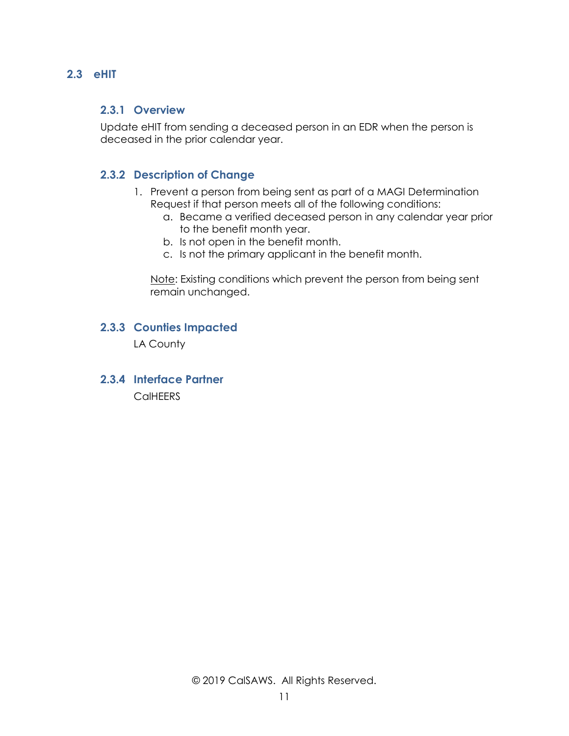## 2.3 eHIT

### 2.3.1 Overview

Update eHIT from sending a deceased person in an EDR when the person is deceased in the prior calendar year.

### 2.3.2 Description of Change

1. Prevent a person from being sent as part of a MAGI Determination Request if that person meets all of the following conditions:
    a. Became a verified deceased person in any calendar year prior to the benefit month year.
    b. Is not open in the benefit month.
    c. Is not the primary applicant in the benefit month.

    Note: Existing conditions which prevent the person from being sent remain unchanged.

### 2.3.3 Counties Impacted

LA County

### 2.3.4 Interface Partner

CalHEERS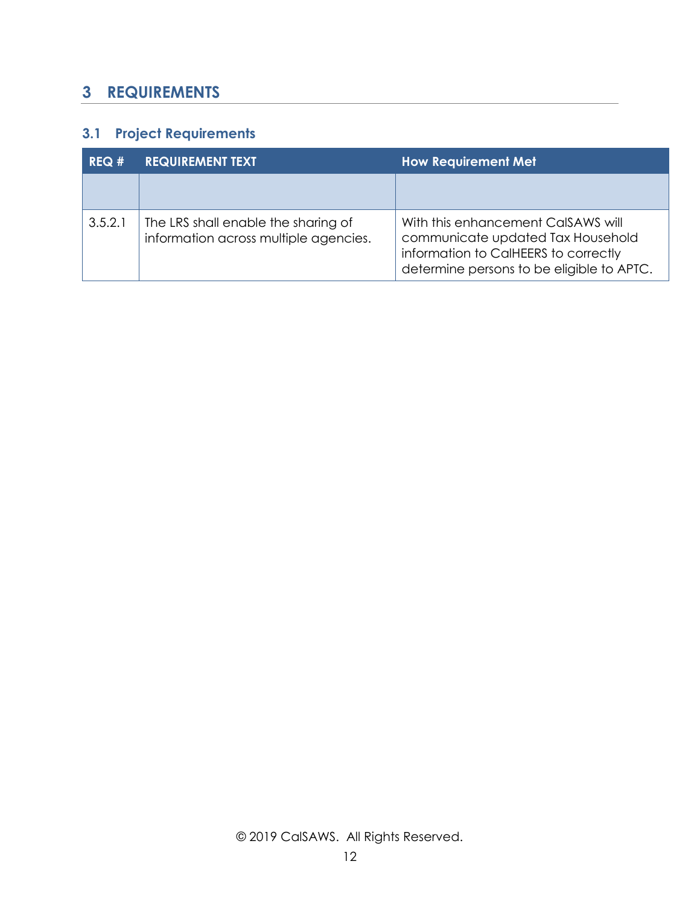# 3 REQUIREMENTS

## 3.1 Project Requirements

| REQ # | REQUIREMENT TEXT | How Requirement Met |
| --- | --- | --- |
| | | |
| 3.5.2.1 | The LRS shall enable the sharing of information across multiple agencies. | With this enhancement CalSAWS will communicate updated Tax Household information to CalHEERS to correctly determine persons to be eligible to APTC. |

© 2019 CalSAWS. All Rights Reserved.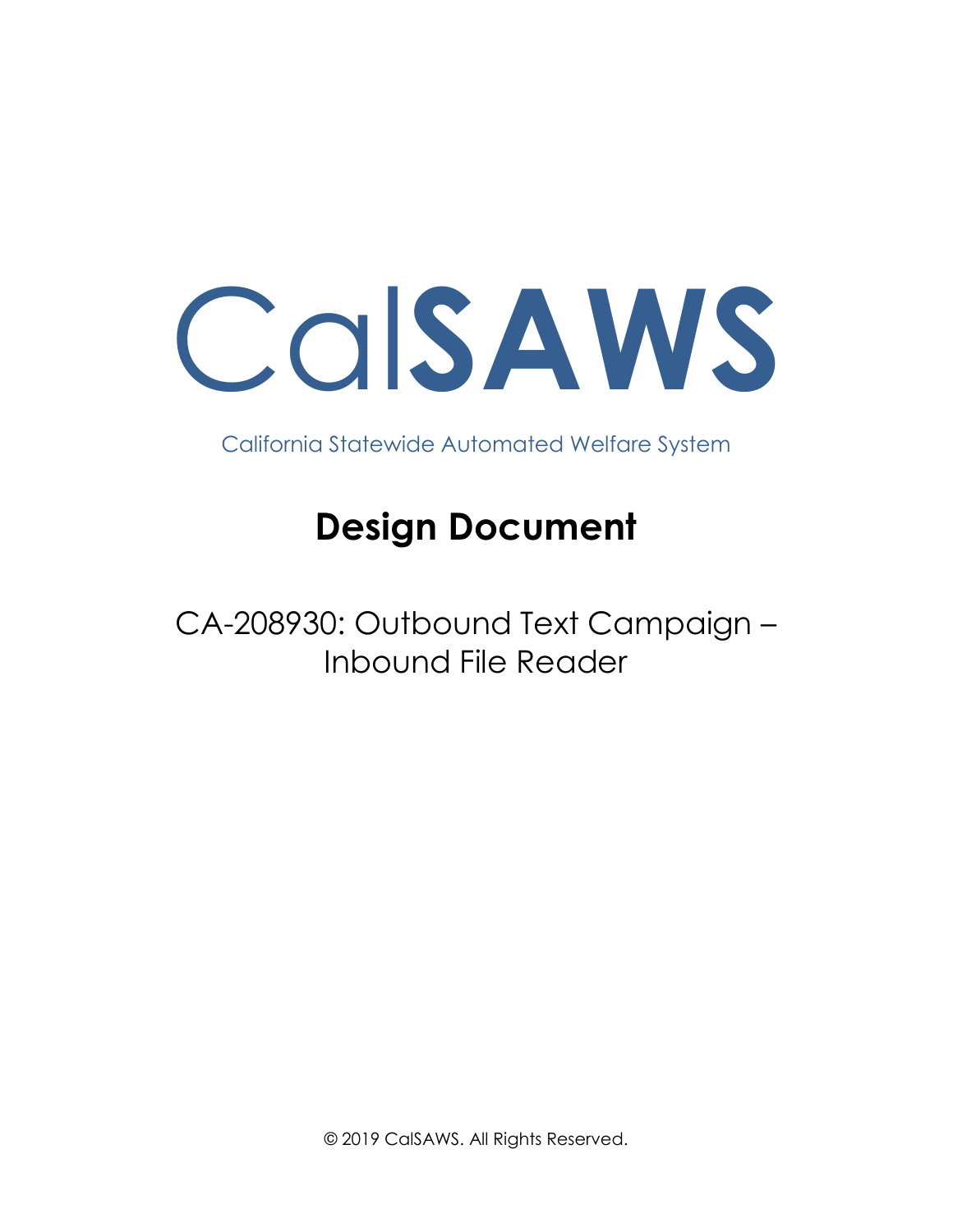# CalSAWS

California Statewide Automated Welfare System

# Design Document

CA-208930: Outbound Text Campaign – Inbound File Reader

© 2019 CalSAWS. All Rights Reserved.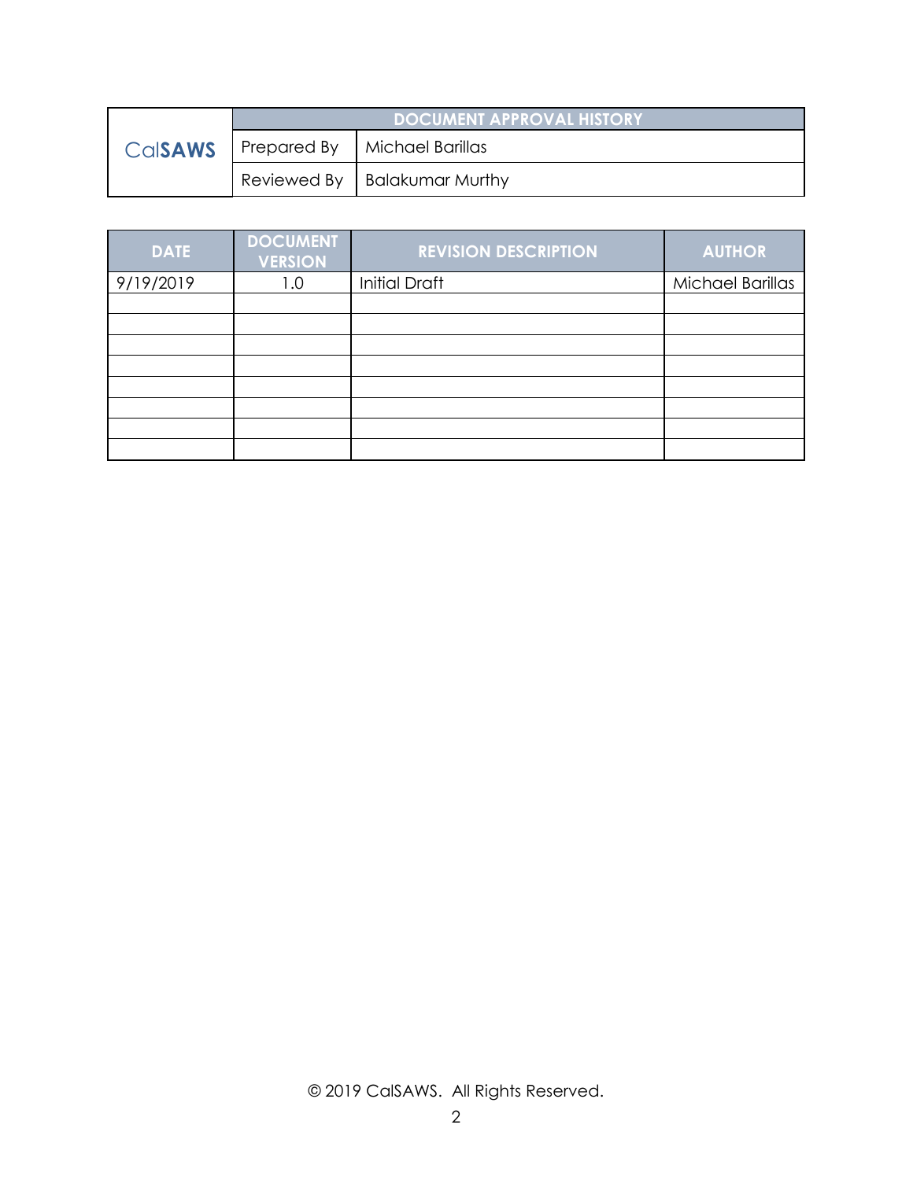| CalSAWS | DOCUMENT APPROVAL HISTORY | |
|---|---|---|
| | Prepared By | Michael Barillas |
| | Reviewed By | Balakumar Murthy |

| DATE | DOCUMENT VERSION | REVISION DESCRIPTION | AUTHOR |
|---|---|---|---|
| 9/19/2019 | 1.0 | Initial Draft | Michael Barillas |
| | | | |
| | | | |
| | | | |
| | | | |
| | | | |
| | | | |
| | | | |
| | | | |

© 2019 CalSAWS. All Rights Reserved.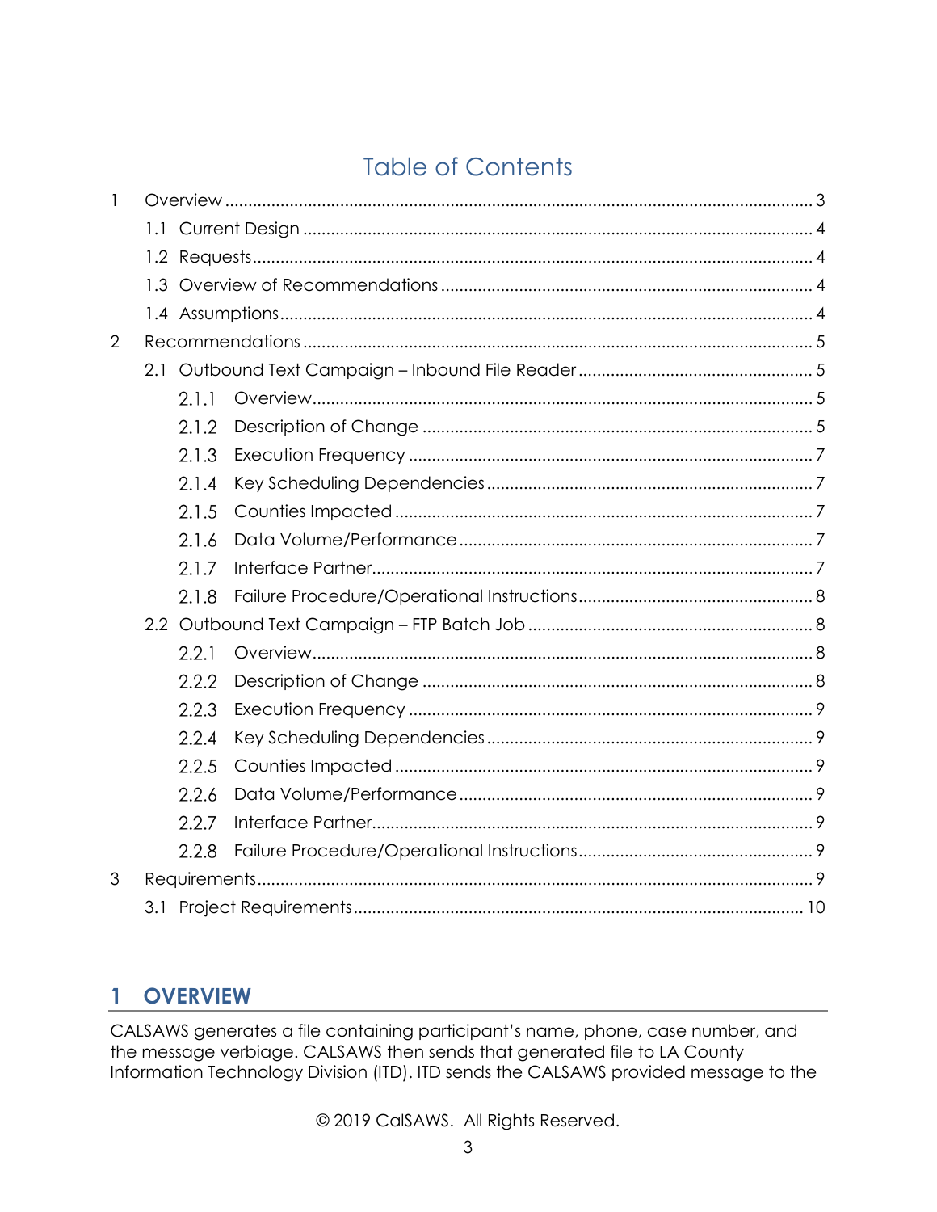# Table of Contents

1 Overview ............................................................................................................. 3

1.1 Current Design ............................................................................................. 4

1.2 Requests ....................................................................................................... 4

1.3 Overview of Recommendations ................................................................ 4

1.4 Assumptions .................................................................................................. 4

2 Recommendations ............................................................................................ 5

2.1 Outbound Text Campaign – Inbound File Reader .................................. 5

2.1.1 Overview ............................................................................................ 5

2.1.2 Description of Change .................................................................... 5

2.1.3 Execution Frequency ....................................................................... 7

2.1.4 Key Scheduling Dependencies ...................................................... 7

2.1.5 Counties Impacted .......................................................................... 7

2.1.6 Data Volume/Performance ............................................................ 7

2.1.7 Interface Partner ............................................................................... 7

2.1.8 Failure Procedure/Operational Instructions .................................. 8

2.2 Outbound Text Campaign – FTP Batch Job ............................................. 8

2.2.1 Overview ............................................................................................ 8

2.2.2 Description of Change .................................................................... 8

2.2.3 Execution Frequency ....................................................................... 9

2.2.4 Key Scheduling Dependencies ...................................................... 9

2.2.5 Counties Impacted .......................................................................... 9

2.2.6 Data Volume/Performance ............................................................ 9

2.2.7 Interface Partner ............................................................................... 9

2.2.8 Failure Procedure/Operational Instructions .................................. 9

3 Requirements ....................................................................................................... 9

3.1 Project Requirements ................................................................................ 10

# 1 OVERVIEW

CALSAWS generates a file containing participant's name, phone, case number, and the message verbiage. CALSAWS then sends that generated file to LA County Information Technology Division (ITD). ITD sends the CALSAWS provided message to the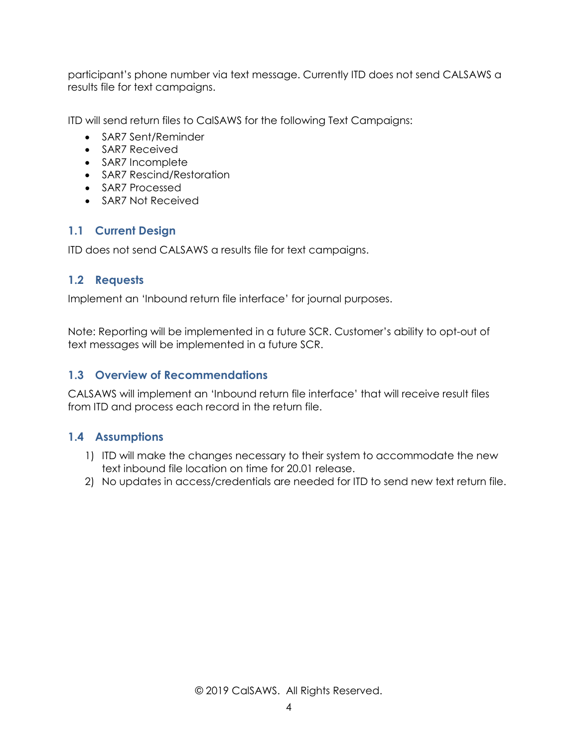participant's phone number via text message. Currently ITD does not send CALSAWS a results file for text campaigns.

ITD will send return files to CalSAWS for the following Text Campaigns:

- SAR7 Sent/Reminder
- SAR7 Received
- SAR7 Incomplete
- SAR7 Rescind/Restoration
- SAR7 Processed
- SAR7 Not Received

## 1.1 Current Design

ITD does not send CALSAWS a results file for text campaigns.

## 1.2 Requests

Implement an 'Inbound return file interface' for journal purposes.

Note: Reporting will be implemented in a future SCR. Customer's ability to opt-out of text messages will be implemented in a future SCR.

## 1.3 Overview of Recommendations

CALSAWS will implement an 'Inbound return file interface' that will receive result files from ITD and process each record in the return file.

## 1.4 Assumptions

1) ITD will make the changes necessary to their system to accommodate the new text inbound file location on time for 20.01 release.
2) No updates in access/credentials are needed for ITD to send new text return file.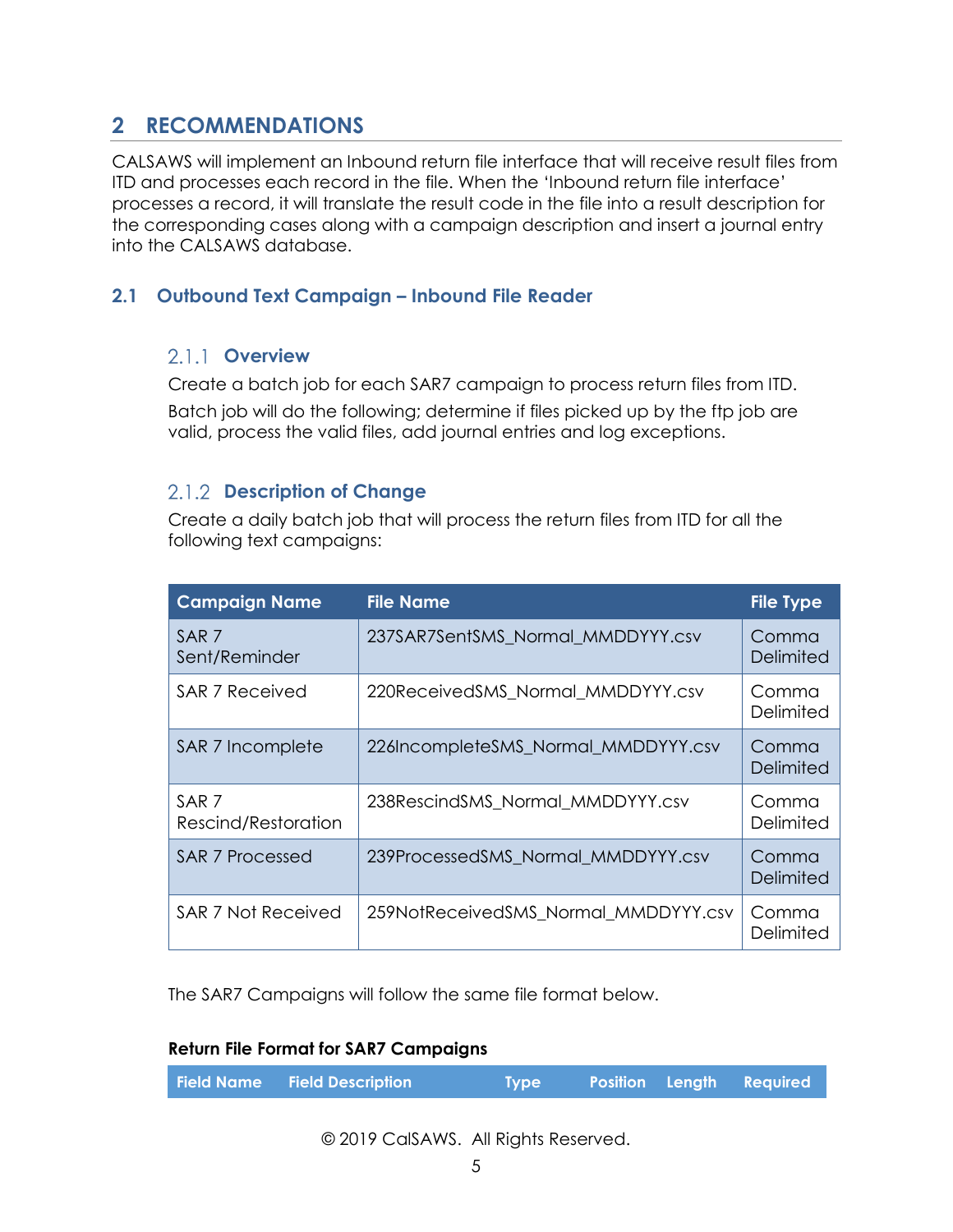# 2 RECOMMENDATIONS

CALSAWS will implement an Inbound return file interface that will receive result files from ITD and processes each record in the file. When the 'Inbound return file interface' processes a record, it will translate the result code in the file into a result description for the corresponding cases along with a campaign description and insert a journal entry into the CALSAWS database.

## 2.1 Outbound Text Campaign – Inbound File Reader

### 2.1.1 Overview

Create a batch job for each SAR7 campaign to process return files from ITD.

Batch job will do the following; determine if files picked up by the ftp job are valid, process the valid files, add journal entries and log exceptions.

### 2.1.2 Description of Change

Create a daily batch job that will process the return files from ITD for all the following text campaigns:

| Campaign Name | File Name | File Type |
|---|---|---|
| SAR 7 Sent/Reminder | 237SAR7SentSMS_Normal_MMDDYYY.csv | Comma Delimited |
| SAR 7 Received | 220ReceivedSMS_Normal_MMDDYYY.csv | Comma Delimited |
| SAR 7 Incomplete | 226IncompleteSMS_Normal_MMDDYYY.csv | Comma Delimited |
| SAR 7 Rescind/Restoration | 238RescindSMS_Normal_MMDDYYY.csv | Comma Delimited |
| SAR 7 Processed | 239ProcessedSMS_Normal_MMDDYYY.csv | Comma Delimited |
| SAR 7 Not Received | 259NotReceivedSMS_Normal_MMDDYYY.csv | Comma Delimited |

The SAR7 Campaigns will follow the same file format below.

**Return File Format for SAR7 Campaigns**

| Field Name | Field Description | Type | Position | Length | Required |
|---|---|---|---|---|---|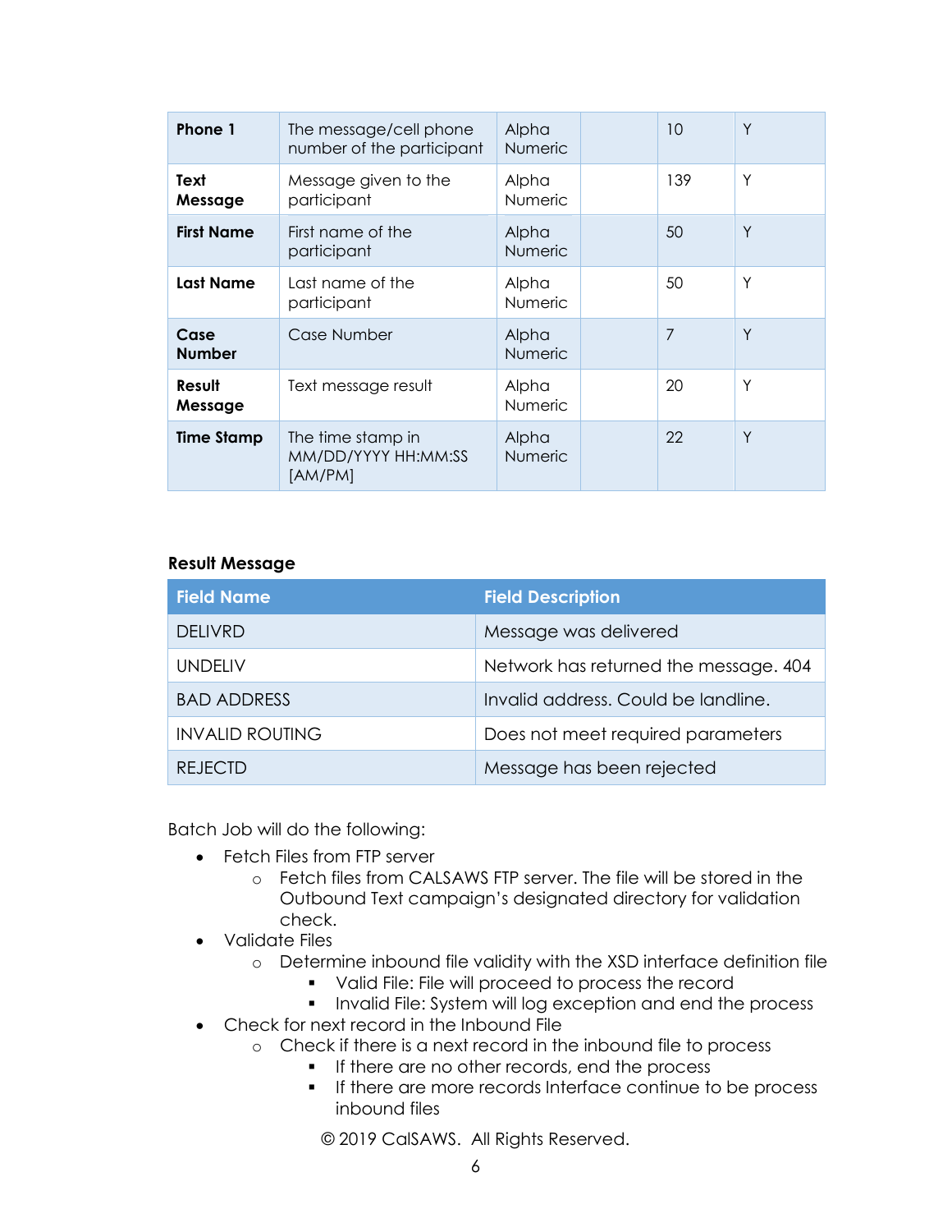| Phone 1 | The message/cell phone number of the participant | Alpha Numeric | | 10 | Y |
|---|---|---|---|---|---|
| **Text Message** | Message given to the participant | Alpha Numeric | | 139 | Y |
| **First Name** | First name of the participant | Alpha Numeric | | 50 | Y |
| **Last Name** | Last name of the participant | Alpha Numeric | | 50 | Y |
| **Case Number** | Case Number | Alpha Numeric | | 7 | Y |
| **Result Message** | Text message result | Alpha Numeric | | 20 | Y |
| **Time Stamp** | The time stamp in MM/DD/YYYY HH:MM:SS [AM/PM] | Alpha Numeric | | 22 | Y |

**Result Message**

| Field Name | Field Description |
|---|---|
| DELIVRD | Message was delivered |
| UNDELIV | Network has returned the message. 404 |
| BAD ADDRESS | Invalid address. Could be landline. |
| INVALID ROUTING | Does not meet required parameters |
| REJECTD | Message has been rejected |

Batch Job will do the following:

- Fetch Files from FTP server
  - Fetch files from CALSAWS FTP server. The file will be stored in the Outbound Text campaign's designated directory for validation check.
- Validate Files
  - Determine inbound file validity with the XSD interface definition file
    - Valid File: File will proceed to process the record
    - Invalid File: System will log exception and end the process
- Check for next record in the Inbound File
  - Check if there is a next record in the inbound file to process
    - If there are no other records, end the process
    - If there are more records Interface continue to be process inbound files

© 2019 CalSAWS. All Rights Reserved.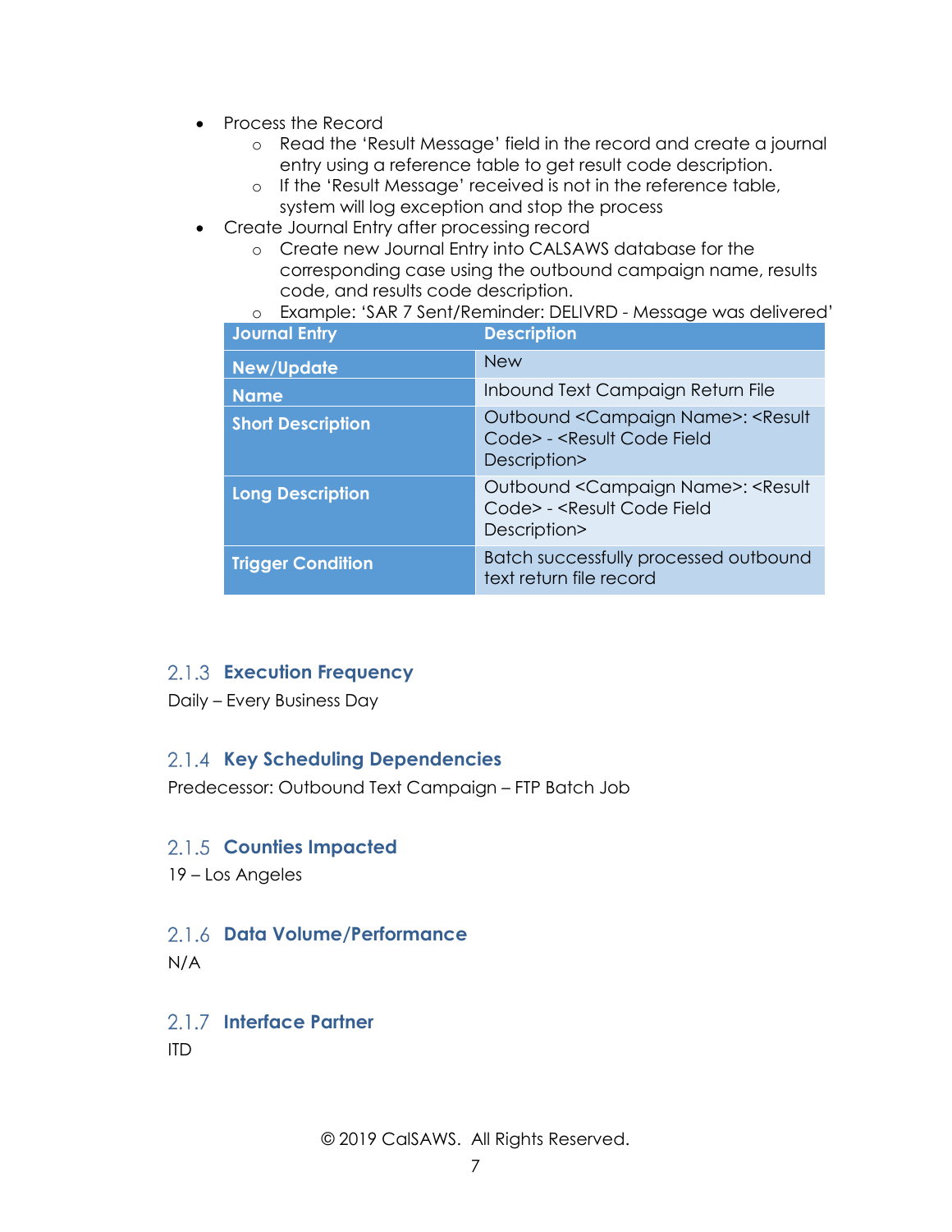- Process the Record
    - Read the 'Result Message' field in the record and create a journal entry using a reference table to get result code description.
    - If the 'Result Message' received is not in the reference table, system will log exception and stop the process
- Create Journal Entry after processing record
    - Create new Journal Entry into CALSAWS database for the corresponding case using the outbound campaign name, results code, and results code description.
    - Example: 'SAR 7 Sent/Reminder: DELIVRD - Message was delivered'

| Journal Entry | Description |
| --- | --- |
| **New/Update** | New |
| **Name** | Inbound Text Campaign Return File |
| **Short Description** | Outbound <Campaign Name>: <Result Code> - <Result Code Field Description> |
| **Long Description** | Outbound <Campaign Name>: <Result Code> - <Result Code Field Description> |
| **Trigger Condition** | Batch successfully processed outbound text return file record |

### 2.1.3 Execution Frequency

Daily – Every Business Day

### 2.1.4 Key Scheduling Dependencies

Predecessor: Outbound Text Campaign – FTP Batch Job

### 2.1.5 Counties Impacted

19 – Los Angeles

### 2.1.6 Data Volume/Performance

N/A

### 2.1.7 Interface Partner

ITD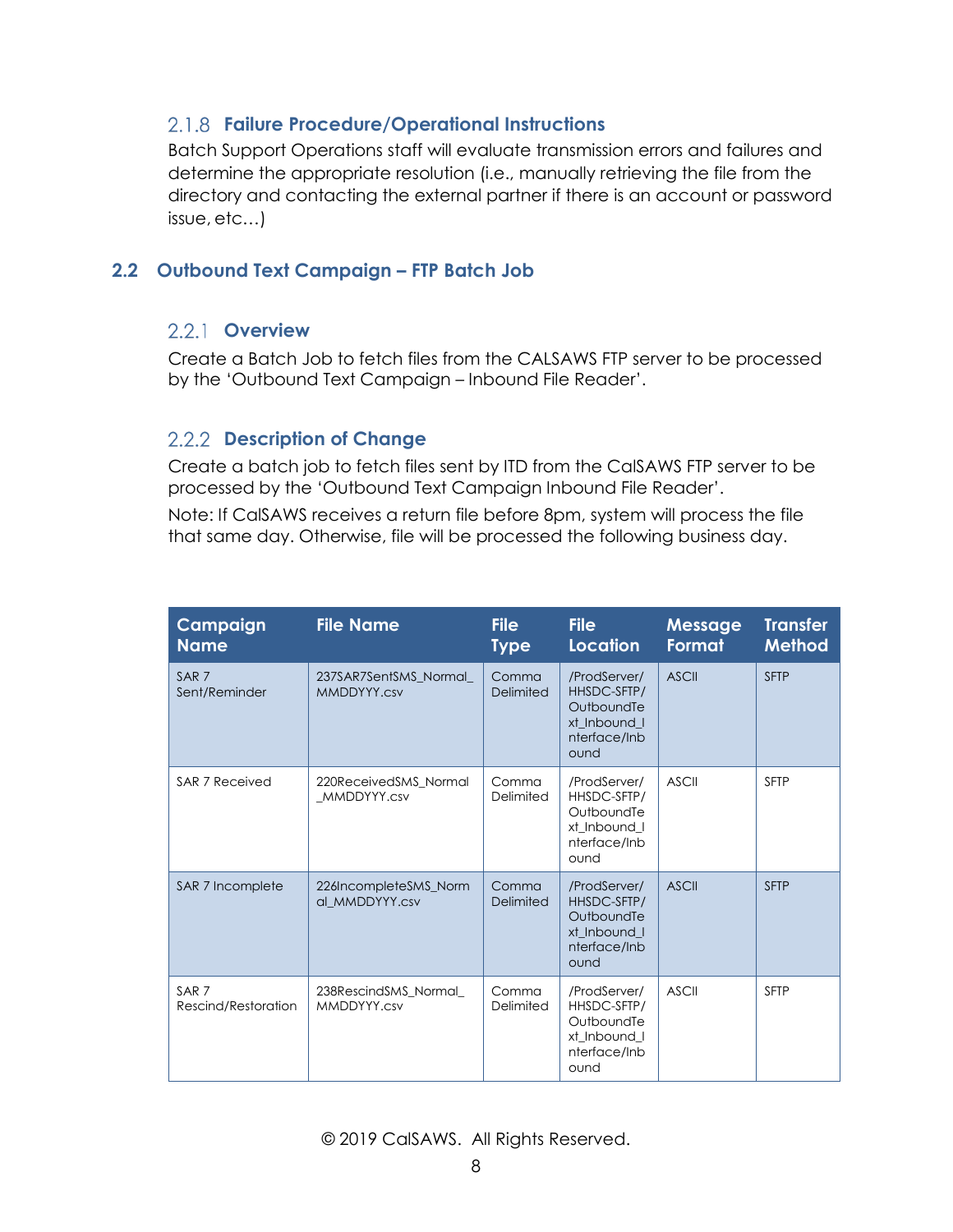### 2.1.8 Failure Procedure/Operational Instructions

Batch Support Operations staff will evaluate transmission errors and failures and determine the appropriate resolution (i.e., manually retrieving the file from the directory and contacting the external partner if there is an account or password issue, etc…)

## 2.2 Outbound Text Campaign – FTP Batch Job

### 2.2.1 Overview

Create a Batch Job to fetch files from the CALSAWS FTP server to be processed by the 'Outbound Text Campaign – Inbound File Reader'.

### 2.2.2 Description of Change

Create a batch job to fetch files sent by ITD from the CalSAWS FTP server to be processed by the 'Outbound Text Campaign Inbound File Reader'.

Note: If CalSAWS receives a return file before 8pm, system will process the file that same day. Otherwise, file will be processed the following business day.

| Campaign Name | File Name | File Type | File Location | Message Format | Transfer Method |
|---|---|---|---|---|---|
| SAR 7 Sent/Reminder | 237SAR7SentSMS_Normal_MMDDYYY.csv | Comma Delimited | /ProdServer/HHSDC-SFTP/OutboundText_Inbound_Interface/Inbound | ASCII | SFTP |
| SAR 7 Received | 220ReceivedSMS_Normal_MMDDYYY.csv | Comma Delimited | /ProdServer/HHSDC-SFTP/OutboundText_Inbound_Interface/Inbound | ASCII | SFTP |
| SAR 7 Incomplete | 226IncompleteSMS_Normal_MMDDYYY.csv | Comma Delimited | /ProdServer/HHSDC-SFTP/OutboundText_Inbound_Interface/Inbound | ASCII | SFTP |
| SAR 7 Rescind/Restoration | 238RescindSMS_Normal_MMDDYYY.csv | Comma Delimited | /ProdServer/HHSDC-SFTP/OutboundText_Inbound_Interface/Inbound | ASCII | SFTP |

© 2019 CalSAWS. All Rights Reserved.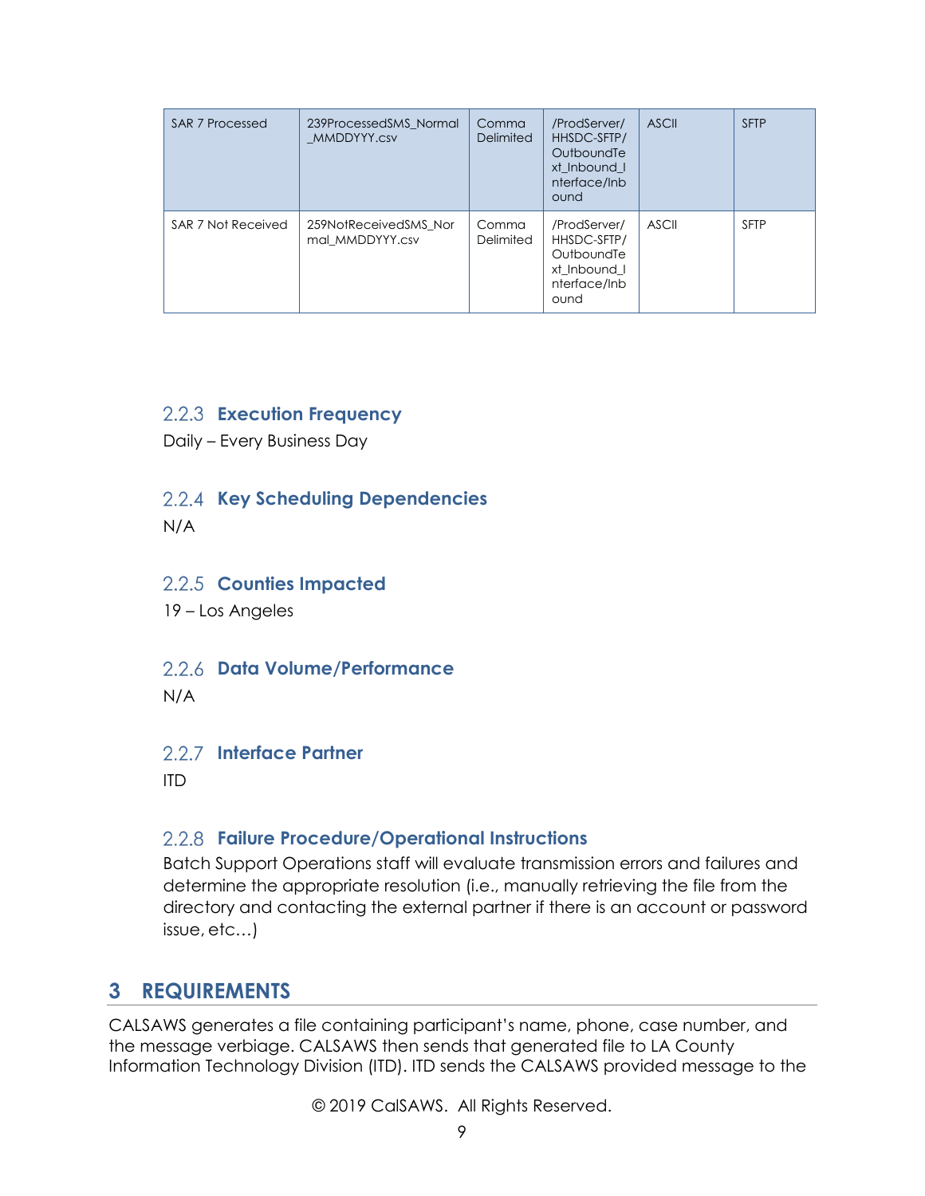| SAR 7 Processed | 239ProcessedSMS_Normal_MMDDYYY.csv | Comma Delimited | /ProdServer/HHSDC-SFTP/OutboundText_Inbound_Interface/Inbound | ASCII | SFTP |
|---|---|---|---|---|---|
| SAR 7 Not Received | 259NotReceivedSMS_Normal_MMDDYYY.csv | Comma Delimited | /ProdServer/HHSDC-SFTP/OutboundText_Inbound_Interface/Inbound | ASCII | SFTP |

### 2.2.3 Execution Frequency

Daily – Every Business Day

### 2.2.4 Key Scheduling Dependencies

N/A

### 2.2.5 Counties Impacted

19 – Los Angeles

### 2.2.6 Data Volume/Performance

N/A

### 2.2.7 Interface Partner

ITD

### 2.2.8 Failure Procedure/Operational Instructions

Batch Support Operations staff will evaluate transmission errors and failures and determine the appropriate resolution (i.e., manually retrieving the file from the directory and contacting the external partner if there is an account or password issue, etc…)

# 3 REQUIREMENTS

CALSAWS generates a file containing participant's name, phone, case number, and the message verbiage. CALSAWS then sends that generated file to LA County Information Technology Division (ITD). ITD sends the CALSAWS provided message to the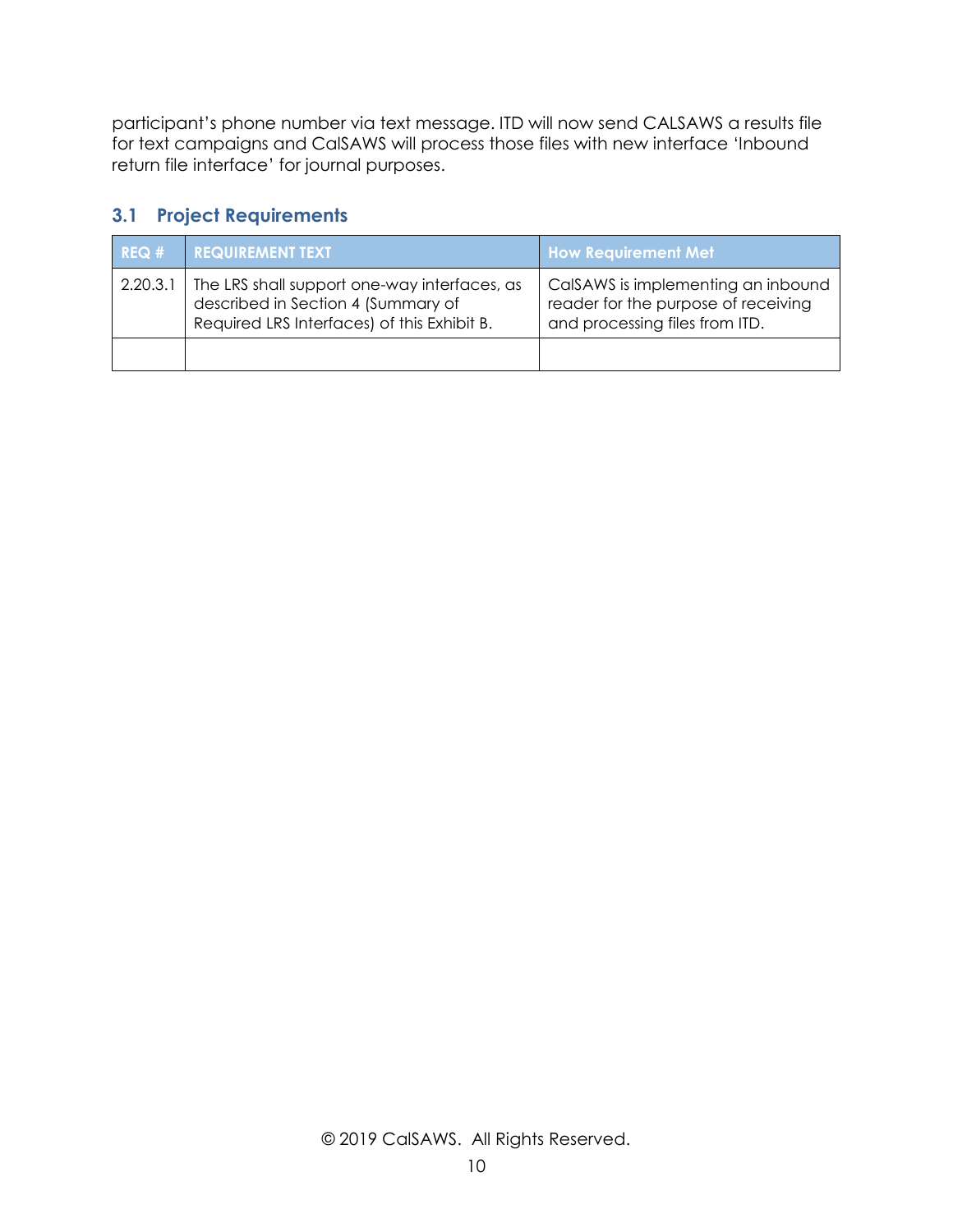participant's phone number via text message. ITD will now send CALSAWS a results file for text campaigns and CalSAWS will process those files with new interface 'Inbound return file interface' for journal purposes.

## 3.1 Project Requirements

| REQ # | REQUIREMENT TEXT | How Requirement Met |
|---|---|---|
| 2.20.3.1 | The LRS shall support one-way interfaces, as described in Section 4 (Summary of Required LRS Interfaces) of this Exhibit B. | CalSAWS is implementing an inbound reader for the purpose of receiving and processing files from ITD. |
| | | |

© 2019 CalSAWS. All Rights Reserved.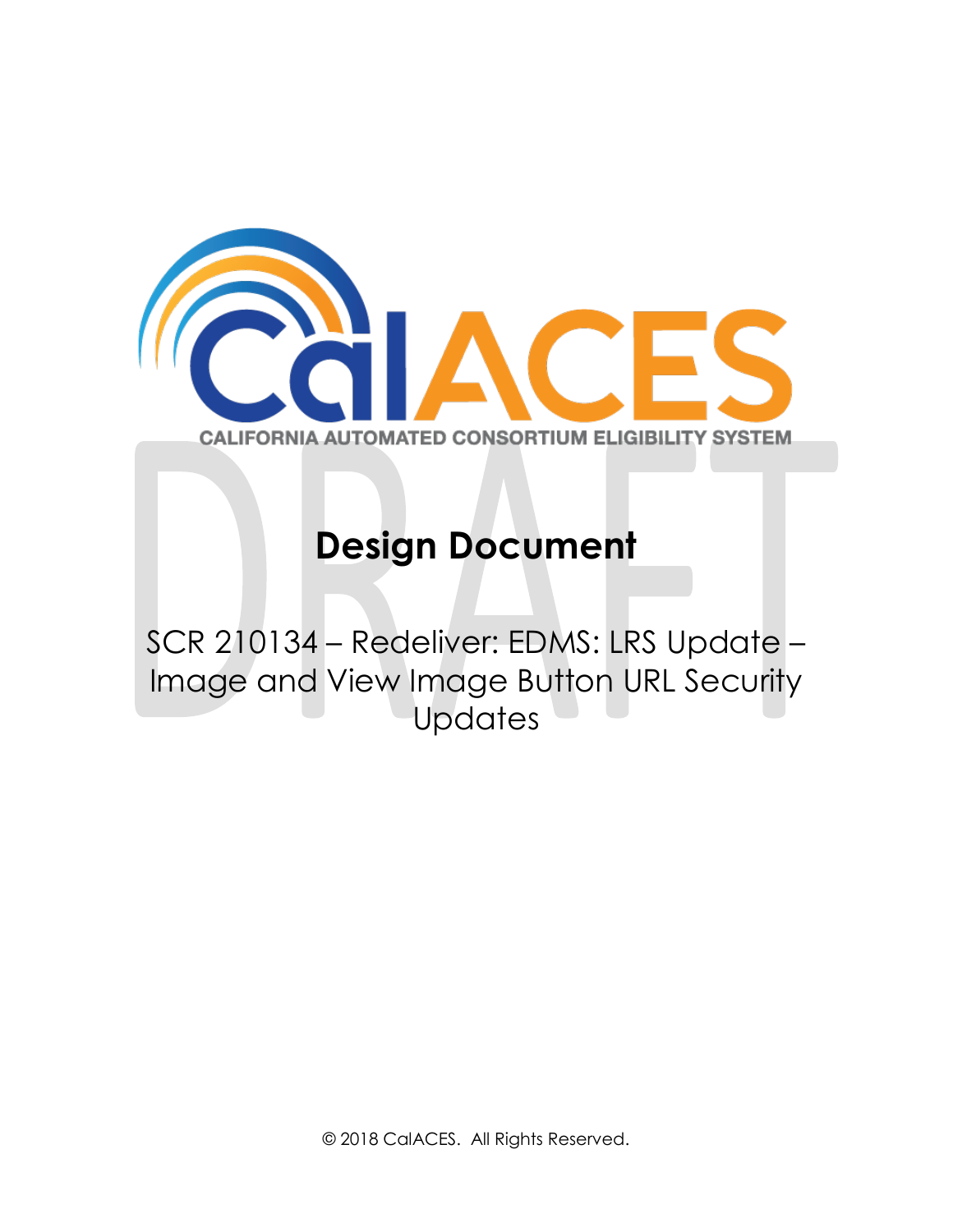CALIFORNIA AUTOMATED CONSORTIUM ELIGIBILITY SYSTEM

DRAFT

# Design Document

SCR 210134 – Redeliver: EDMS: LRS Update – Image and View Image Button URL Security Updates

© 2018 CalACES. All Rights Reserved.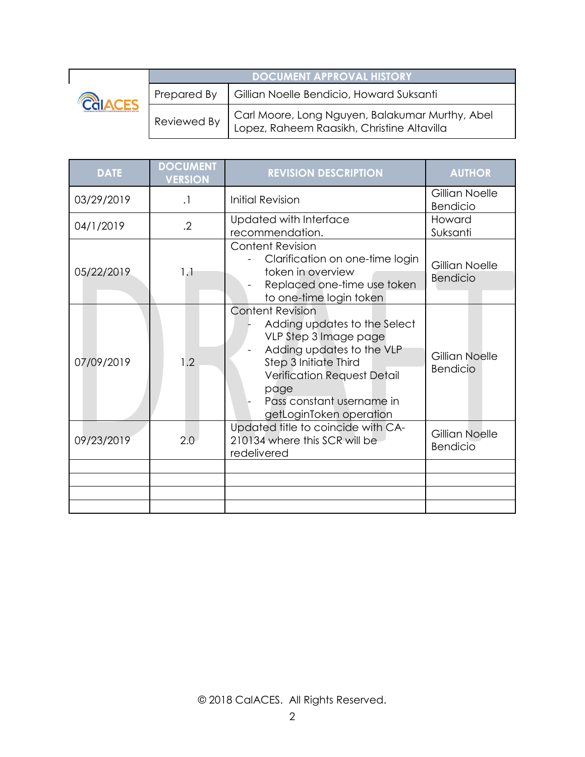| | DOCUMENT APPROVAL HISTORY | |
|---|---|---|
| CalACES | Prepared By | Gillian Noelle Bendicio, Howard Suksanti |
| | Reviewed By | Carl Moore, Long Nguyen, Balakumar Murthy, Abel Lopez, Raheem Raasikh, Christine Altavilla |

| DATE | DOCUMENT VERSION | REVISION DESCRIPTION | AUTHOR |
|---|---|---|---|
| 03/29/2019 | .1 | Initial Revision | Gillian Noelle Bendicio |
| 04/1/2019 | .2 | Updated with Interface recommendation. | Howard Suksanti |
| 05/22/2019 | 1.1 | Content Revision<br>- Clarification on one-time login token in overview<br>- Replaced one-time use token to one-time login token | Gillian Noelle Bendicio |
| 07/09/2019 | 1.2 | Content Revision<br>- Adding updates to the Select VLP Step 3 Image page<br>- Adding updates to the VLP Step 3 Initiate Third Verification Request Detail page<br>- Pass constant username in getLoginToken operation | Gillian Noelle Bendicio |
| 09/23/2019 | 2.0 | Updated title to coincide with CA-210134 where this SCR will be redelivered | Gillian Noelle Bendicio |
| | | | |
| | | | |
| | | | |
| | | | |

© 2018 CalACES. All Rights Reserved.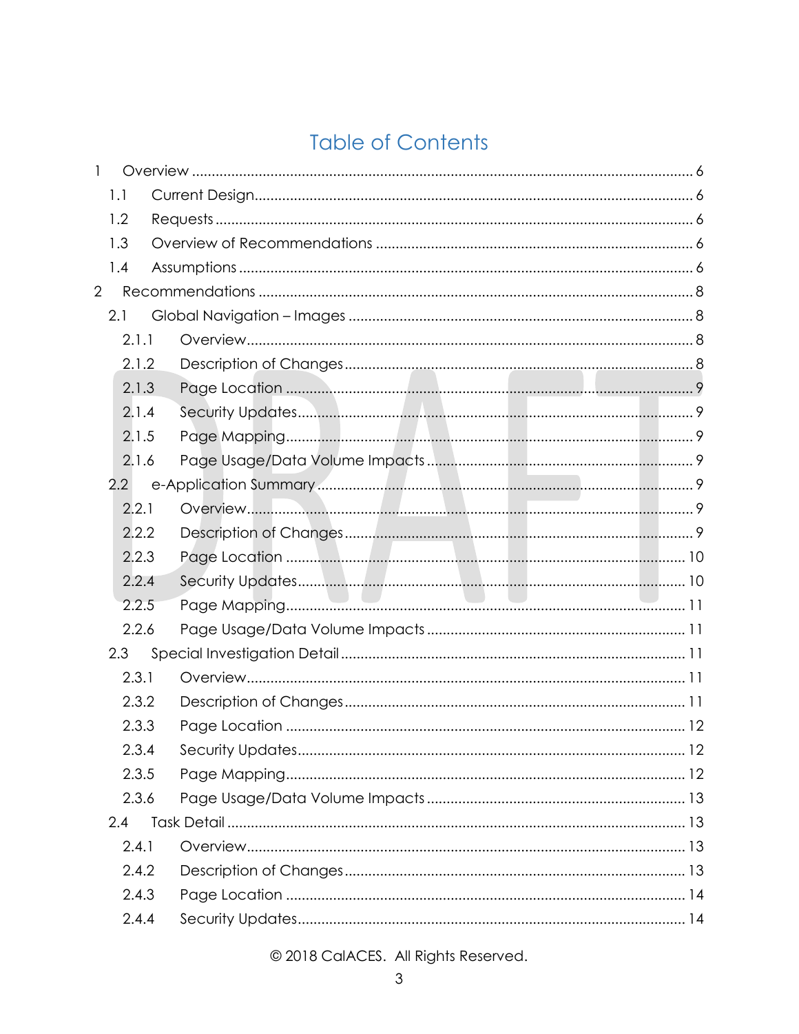# Table of Contents

1 Overview ........................................................................................................ 6

  1.1 Current Design......................................................................................... 6

  1.2 Requests ................................................................................................. 6

  1.3 Overview of Recommendations ............................................................. 6

  1.4 Assumptions ............................................................................................ 6

2 Recommendations ........................................................................................ 8

  2.1 Global Navigation – Images .................................................................... 8

    2.1.1 Overview.............................................................................................. 8

    2.1.2 Description of Changes ...................................................................... 8

    2.1.3 Page Location ..................................................................................... 9

    2.1.4 Security Updates.................................................................................. 9

    2.1.5 Page Mapping...................................................................................... 9

    2.1.6 Page Usage/Data Volume Impacts ..................................................... 9

  2.2 e-Application Summary ........................................................................... 9

    2.2.1 Overview.............................................................................................. 9

    2.2.2 Description of Changes ...................................................................... 9

    2.2.3 Page Location ..................................................................................... 10

    2.2.4 Security Updates.................................................................................. 10

    2.2.5 Page Mapping...................................................................................... 11

    2.2.6 Page Usage/Data Volume Impacts ..................................................... 11

  2.3 Special Investigation Detail ..................................................................... 11

    2.3.1 Overview.............................................................................................. 11

    2.3.2 Description of Changes ...................................................................... 11

    2.3.3 Page Location ..................................................................................... 12

    2.3.4 Security Updates.................................................................................. 12

    2.3.5 Page Mapping...................................................................................... 12

    2.3.6 Page Usage/Data Volume Impacts ..................................................... 13

  2.4 Task Detail ............................................................................................... 13

    2.4.1 Overview.............................................................................................. 13

    2.4.2 Description of Changes ...................................................................... 13

    2.4.3 Page Location ..................................................................................... 14

    2.4.4 Security Updates.................................................................................. 14

© 2018 CalACES. All Rights Reserved.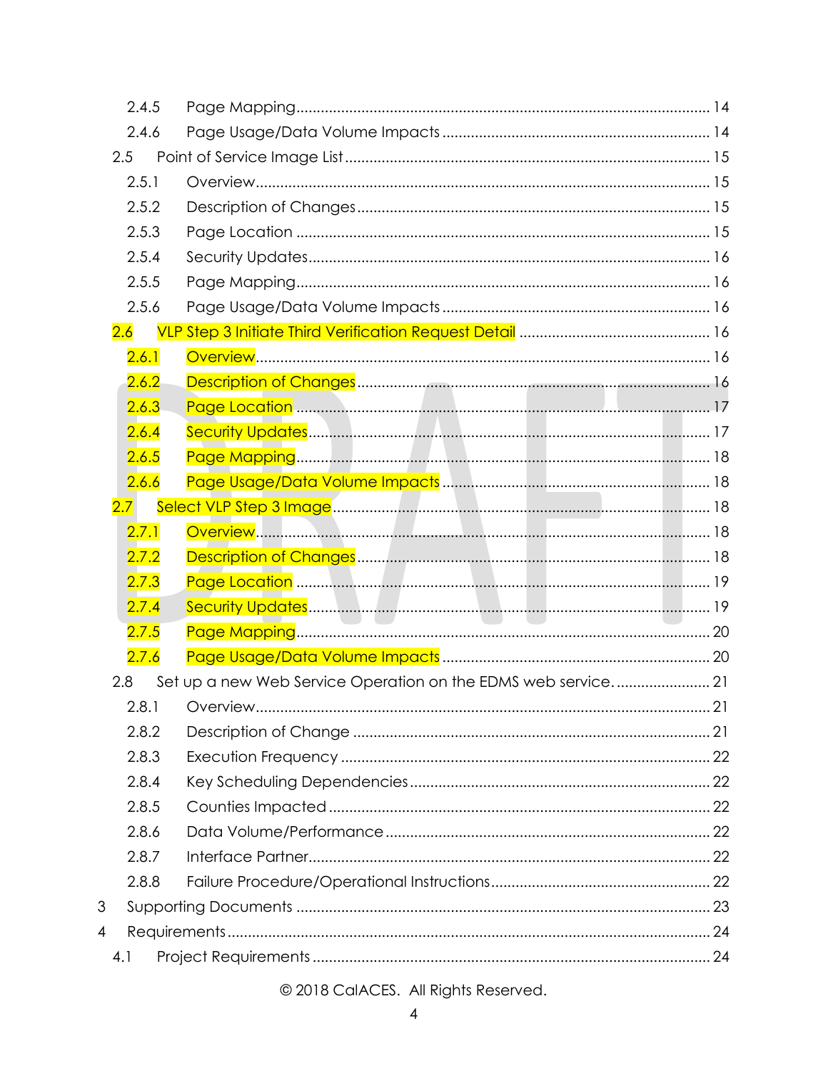2.4.5 Page Mapping ........ 14
2.4.6 Page Usage/Data Volume Impacts ........ 14
2.5 Point of Service Image List ........ 15
2.5.1 Overview ........ 15
2.5.2 Description of Changes ........ 15
2.5.3 Page Location ........ 15
2.5.4 Security Updates ........ 16
2.5.5 Page Mapping ........ 16
2.5.6 Page Usage/Data Volume Impacts ........ 16
2.6 VLP Step 3 Initiate Third Verification Request Detail ........ 16
2.6.1 Overview ........ 16
2.6.2 Description of Changes ........ 16
2.6.3 Page Location ........ 17
2.6.4 Security Updates ........ 17
2.6.5 Page Mapping ........ 18
2.6.6 Page Usage/Data Volume Impacts ........ 18
2.7 Select VLP Step 3 Image ........ 18
2.7.1 Overview ........ 18
2.7.2 Description of Changes ........ 18
2.7.3 Page Location ........ 19
2.7.4 Security Updates ........ 19
2.7.5 Page Mapping ........ 20
2.7.6 Page Usage/Data Volume Impacts ........ 20
2.8 Set up a new Web Service Operation on the EDMS web service. ........ 21
2.8.1 Overview ........ 21
2.8.2 Description of Change ........ 21
2.8.3 Execution Frequency ........ 22
2.8.4 Key Scheduling Dependencies ........ 22
2.8.5 Counties Impacted ........ 22
2.8.6 Data Volume/Performance ........ 22
2.8.7 Interface Partner ........ 22
2.8.8 Failure Procedure/Operational Instructions ........ 22
3 Supporting Documents ........ 23
4 Requirements ........ 24
4.1 Project Requirements ........ 24

© 2018 CalACES. All Rights Reserved.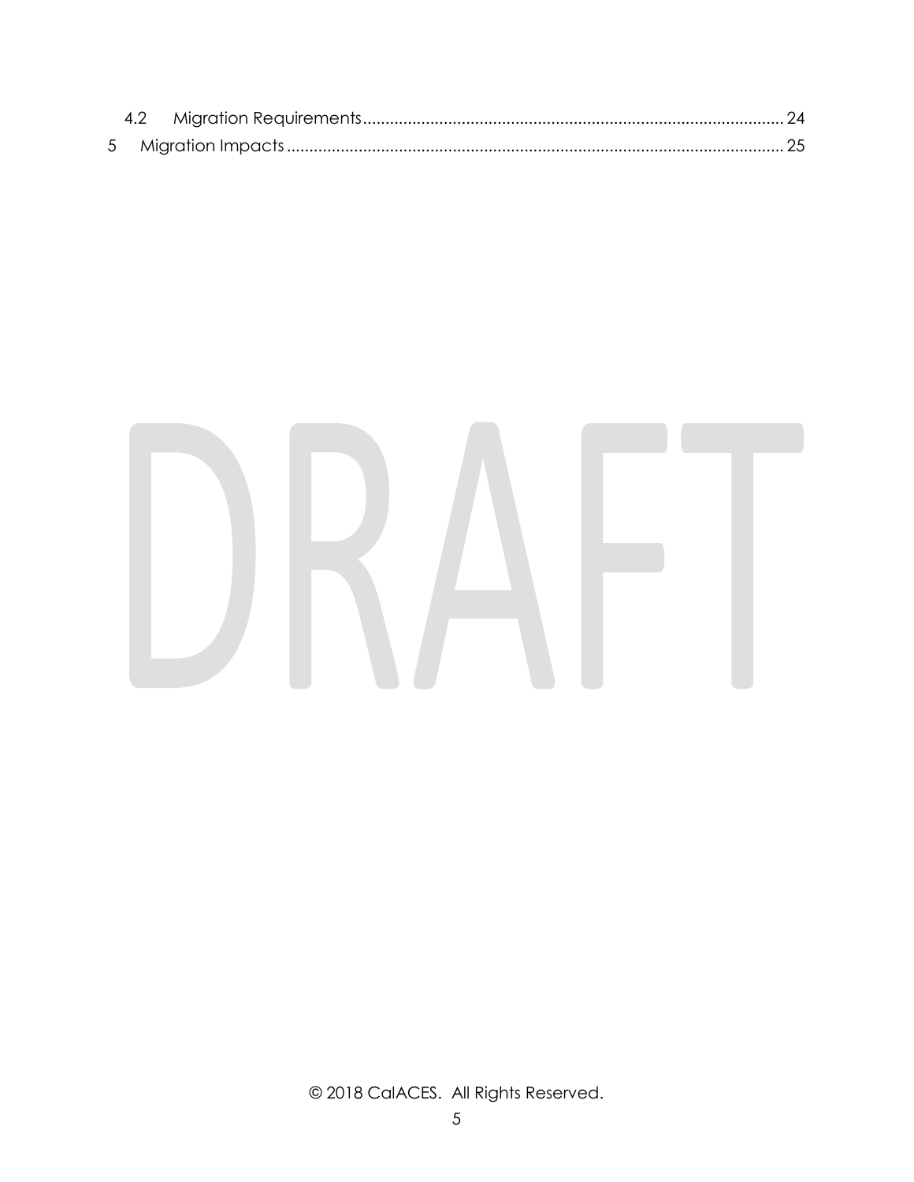4.2 Migration Requirements............................................................................................. 24

5 Migration Impacts ............................................................................................................. 25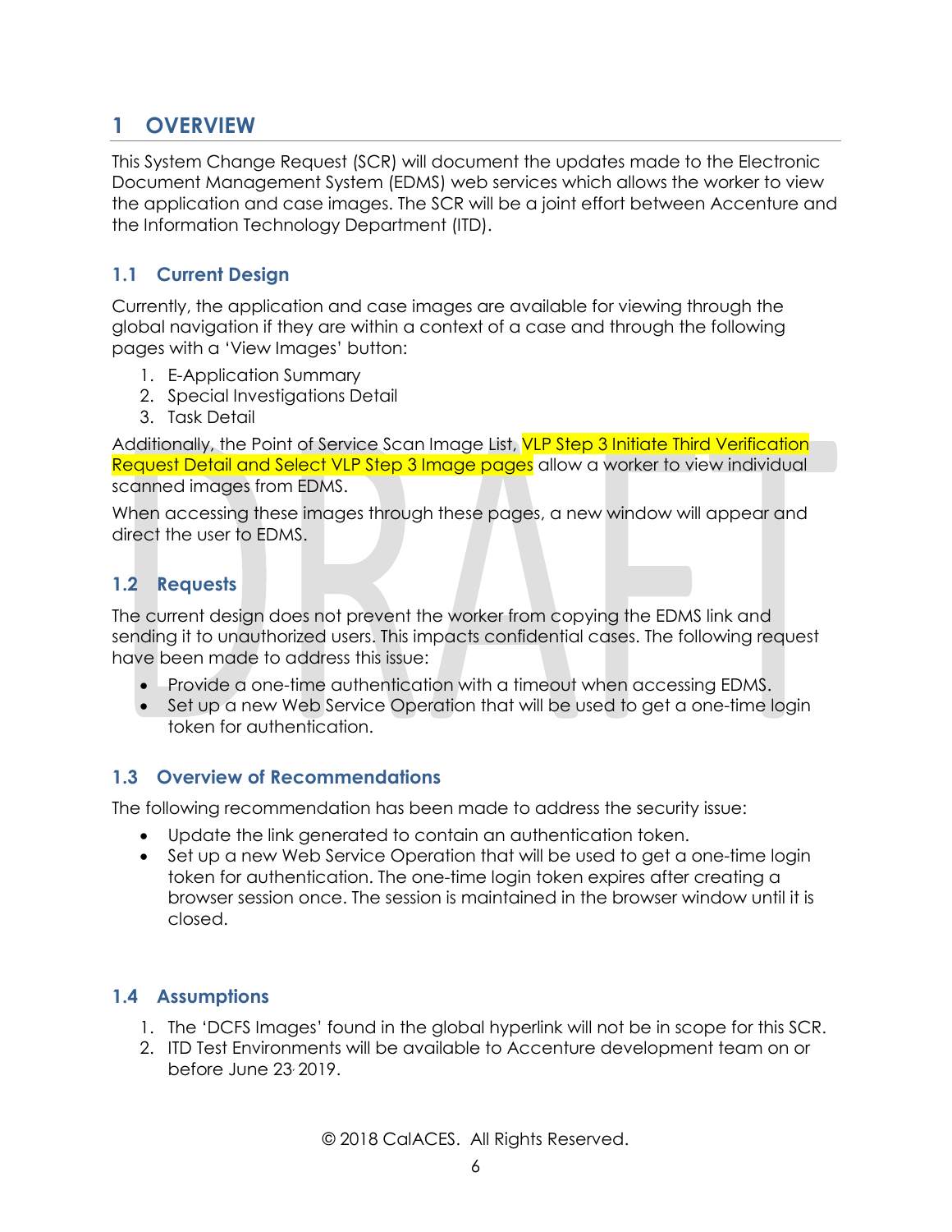# 1 OVERVIEW

This System Change Request (SCR) will document the updates made to the Electronic Document Management System (EDMS) web services which allows the worker to view the application and case images. The SCR will be a joint effort between Accenture and the Information Technology Department (ITD).

## 1.1 Current Design

Currently, the application and case images are available for viewing through the global navigation if they are within a context of a case and through the following pages with a 'View Images' button:

1. E-Application Summary
2. Special Investigations Detail
3. Task Detail

Additionally, the Point of Service Scan Image List, VLP Step 3 Initiate Third Verification Request Detail and Select VLP Step 3 Image pages allow a worker to view individual scanned images from EDMS.

When accessing these images through these pages, a new window will appear and direct the user to EDMS.

## 1.2 Requests

The current design does not prevent the worker from copying the EDMS link and sending it to unauthorized users. This impacts confidential cases. The following request have been made to address this issue:

- Provide a one-time authentication with a timeout when accessing EDMS.
- Set up a new Web Service Operation that will be used to get a one-time login token for authentication.

## 1.3 Overview of Recommendations

The following recommendation has been made to address the security issue:

- Update the link generated to contain an authentication token.
- Set up a new Web Service Operation that will be used to get a one-time login token for authentication. The one-time login token expires after creating a browser session once. The session is maintained in the browser window until it is closed.

## 1.4 Assumptions

1. The 'DCFS Images' found in the global hyperlink will not be in scope for this SCR.
2. ITD Test Environments will be available to Accenture development team on or before June 23, 2019.

© 2018 CalACES. All Rights Reserved.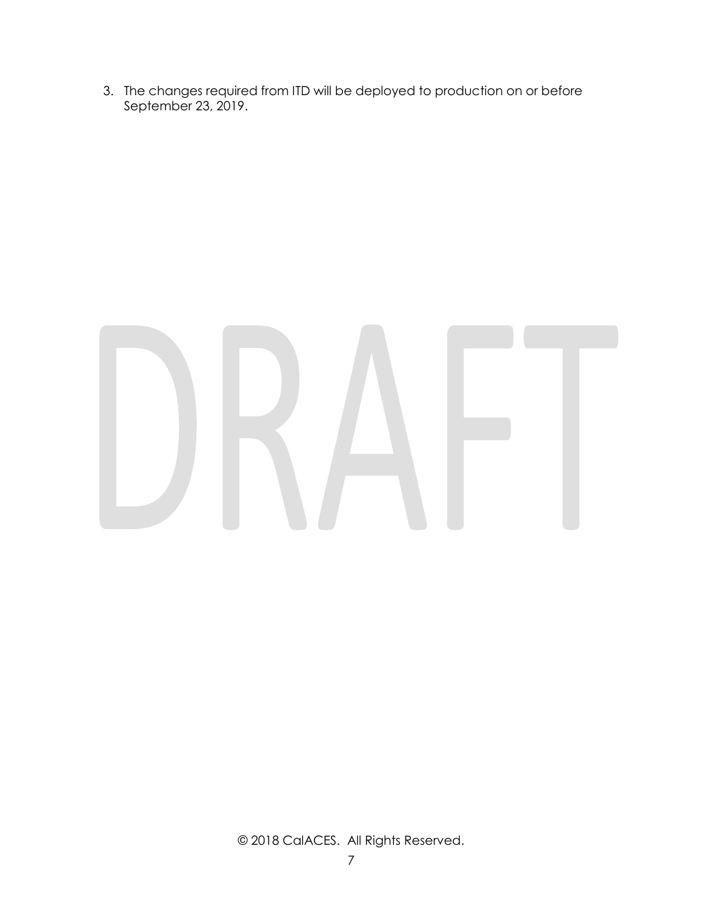3. The changes required from ITD will be deployed to production on or before September 23, 2019.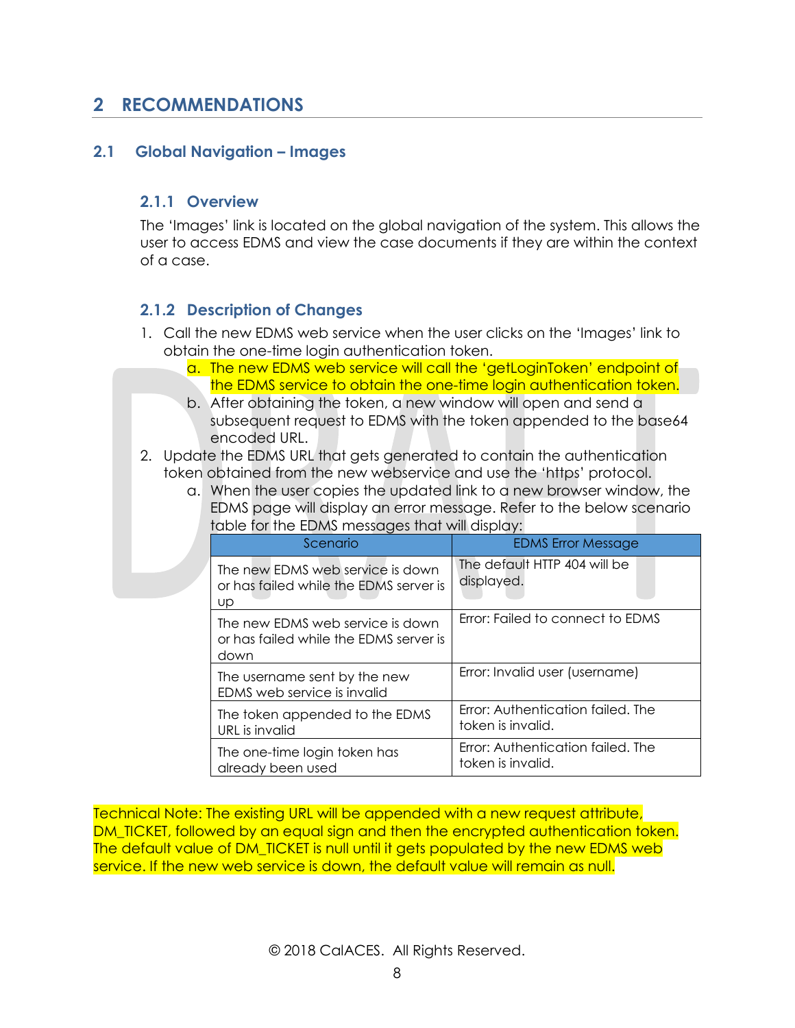# 2 RECOMMENDATIONS

## 2.1 Global Navigation – Images

### 2.1.1 Overview

The 'Images' link is located on the global navigation of the system. This allows the user to access EDMS and view the case documents if they are within the context of a case.

### 2.1.2 Description of Changes

1. Call the new EDMS web service when the user clicks on the 'Images' link to obtain the one-time login authentication token.
   a. The new EDMS web service will call the 'getLoginToken' endpoint of the EDMS service to obtain the one-time login authentication token.
   b. After obtaining the token, a new window will open and send a subsequent request to EDMS with the token appended to the base64 encoded URL.
2. Update the EDMS URL that gets generated to contain the authentication token obtained from the new webservice and use the 'https' protocol.
   a. When the user copies the updated link to a new browser window, the EDMS page will display an error message. Refer to the below scenario table for the EDMS messages that will display:

| Scenario | EDMS Error Message |
|---|---|
| The new EDMS web service is down or has failed while the EDMS server is up | The default HTTP 404 will be displayed. |
| The new EDMS web service is down or has failed while the EDMS server is down | Error: Failed to connect to EDMS |
| The username sent by the new EDMS web service is invalid | Error: Invalid user (username) |
| The token appended to the EDMS URL is invalid | Error: Authentication failed. The token is invalid. |
| The one-time login token has already been used | Error: Authentication failed. The token is invalid. |

Technical Note: The existing URL will be appended with a new request attribute, DM_TICKET, followed by an equal sign and then the encrypted authentication token. The default value of DM_TICKET is null until it gets populated by the new EDMS web service. If the new web service is down, the default value will remain as null.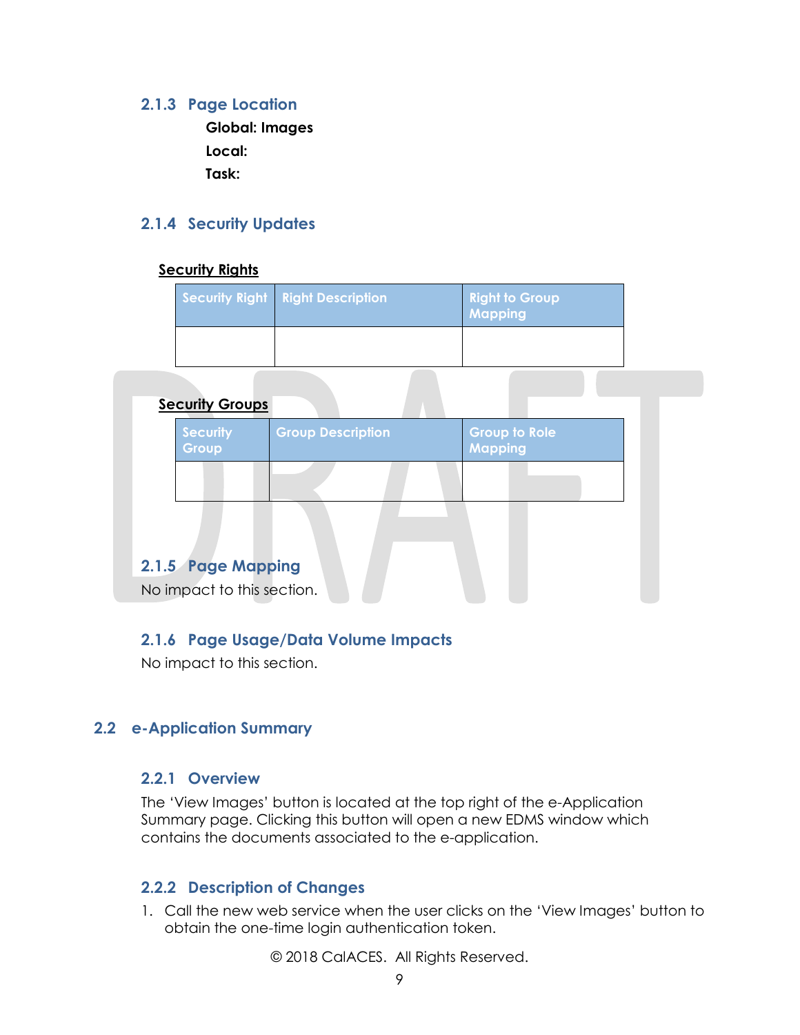### 2.1.3 Page Location

**Global: Images**

**Local:**

**Task:**

### 2.1.4 Security Updates

**Security Rights**

| Security Right | Right Description | Right to Group Mapping |
|---|---|---|
| | | |

**Security Groups**

| Security Group | Group Description | Group to Role Mapping |
|---|---|---|
| | | |

### 2.1.5 Page Mapping

No impact to this section.

### 2.1.6 Page Usage/Data Volume Impacts

No impact to this section.

## 2.2 e-Application Summary

### 2.2.1 Overview

The 'View Images' button is located at the top right of the e-Application Summary page. Clicking this button will open a new EDMS window which contains the documents associated to the e-application.

### 2.2.2 Description of Changes

1. Call the new web service when the user clicks on the 'View Images' button to obtain the one-time login authentication token.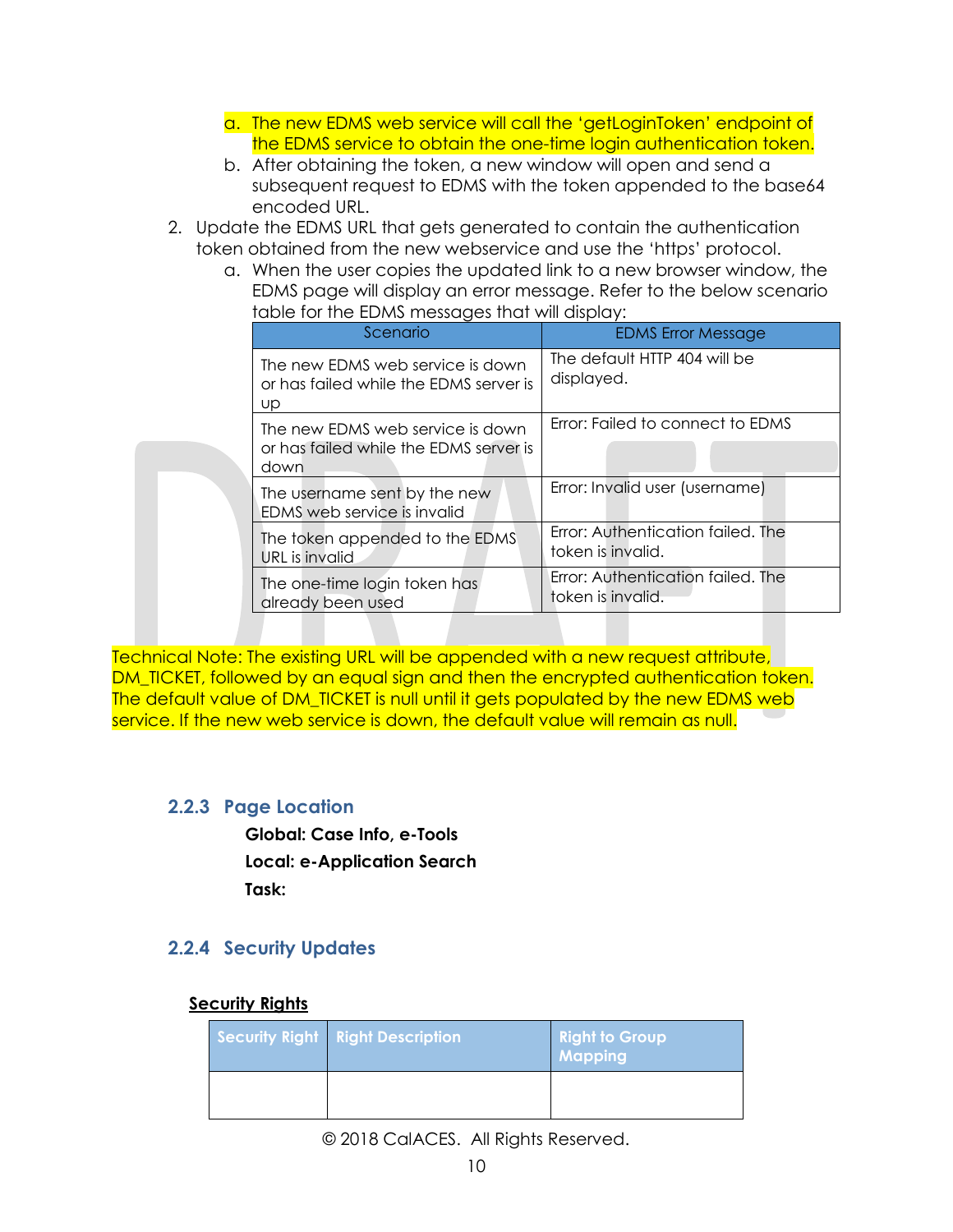a. The new EDMS web service will call the 'getLoginToken' endpoint of the EDMS service to obtain the one-time login authentication token.
   b. After obtaining the token, a new window will open and send a subsequent request to EDMS with the token appended to the base64 encoded URL.

2. Update the EDMS URL that gets generated to contain the authentication token obtained from the new webservice and use the 'https' protocol.
   a. When the user copies the updated link to a new browser window, the EDMS page will display an error message. Refer to the below scenario table for the EDMS messages that will display:

| Scenario | EDMS Error Message |
|---|---|
| The new EDMS web service is down or has failed while the EDMS server is up | The default HTTP 404 will be displayed. |
| The new EDMS web service is down or has failed while the EDMS server is down | Error: Failed to connect to EDMS |
| The username sent by the new EDMS web service is invalid | Error: Invalid user (username) |
| The token appended to the EDMS URL is invalid | Error: Authentication failed. The token is invalid. |
| The one-time login token has already been used | Error: Authentication failed. The token is invalid. |

Technical Note: The existing URL will be appended with a new request attribute, DM_TICKET, followed by an equal sign and then the encrypted authentication token. The default value of DM_TICKET is null until it gets populated by the new EDMS web service. If the new web service is down, the default value will remain as null.

### 2.2.3 Page Location

**Global: Case Info, e-Tools**

**Local: e-Application Search**

**Task:**

### 2.2.4 Security Updates

**Security Rights**

| Security Right | Right Description | Right to Group Mapping |
|---|---|---|
| | | |

© 2018 CalACES. All Rights Reserved.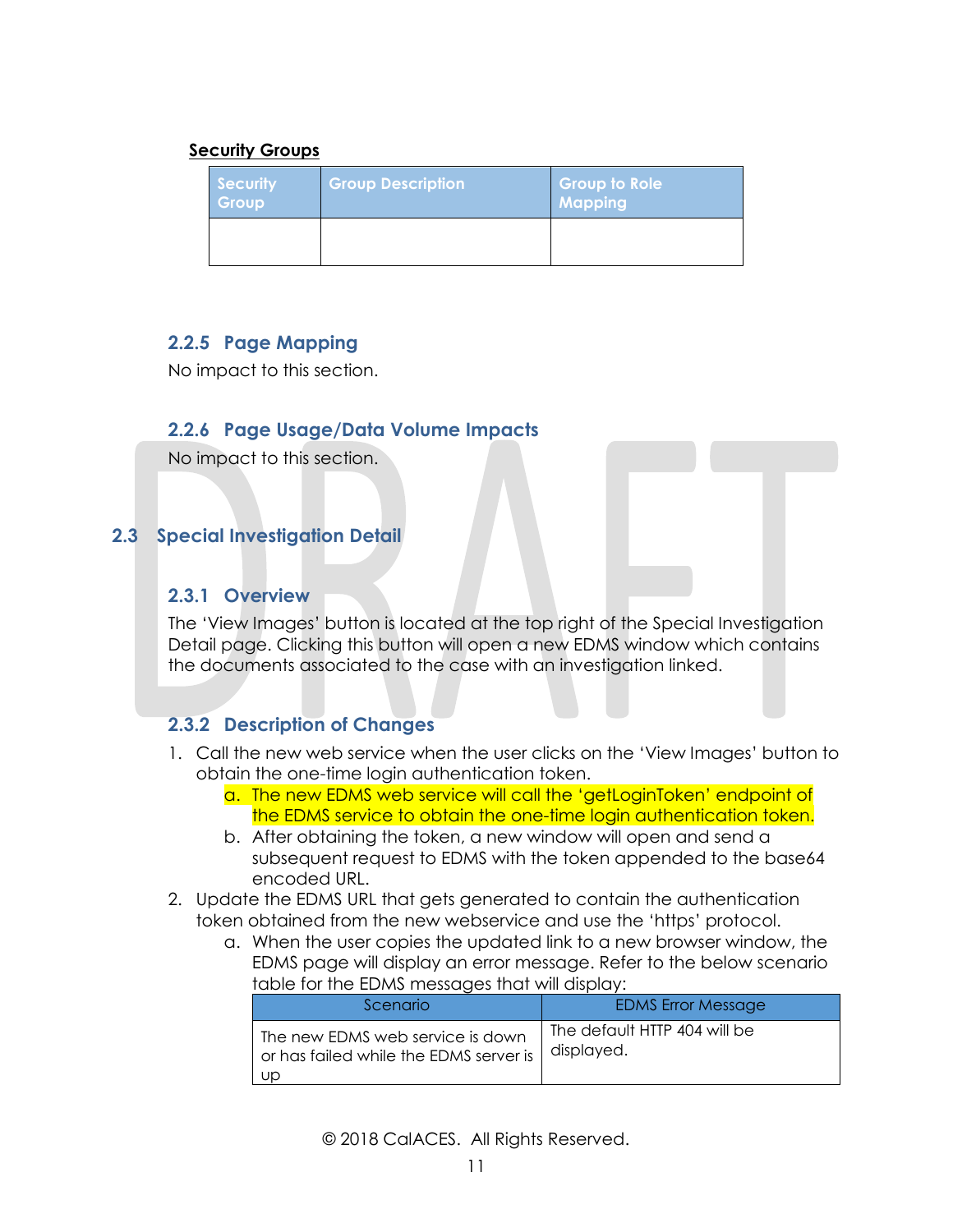**Security Groups**

| Security Group | Group Description | Group to Role Mapping |
| --- | --- | --- |
| | | |

### 2.2.5 Page Mapping

No impact to this section.

### 2.2.6 Page Usage/Data Volume Impacts

No impact to this section.

## 2.3 Special Investigation Detail

### 2.3.1 Overview

The 'View Images' button is located at the top right of the Special Investigation Detail page. Clicking this button will open a new EDMS window which contains the documents associated to the case with an investigation linked.

### 2.3.2 Description of Changes

1. Call the new web service when the user clicks on the 'View Images' button to obtain the one-time login authentication token.
   a. The new EDMS web service will call the 'getLoginToken' endpoint of the EDMS service to obtain the one-time login authentication token.
   b. After obtaining the token, a new window will open and send a subsequent request to EDMS with the token appended to the base64 encoded URL.
2. Update the EDMS URL that gets generated to contain the authentication token obtained from the new webservice and use the 'https' protocol.
   a. When the user copies the updated link to a new browser window, the EDMS page will display an error message. Refer to the below scenario table for the EDMS messages that will display:

| Scenario | EDMS Error Message |
| --- | --- |
| The new EDMS web service is down or has failed while the EDMS server is up | The default HTTP 404 will be displayed. |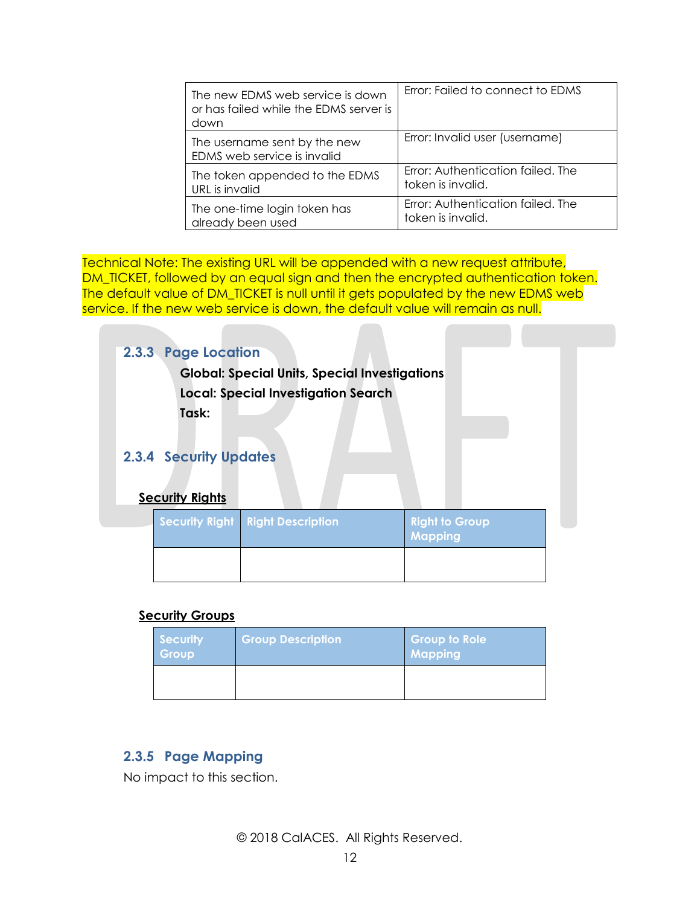| | |
|---|---|
| The new EDMS web service is down or has failed while the EDMS server is down | Error: Failed to connect to EDMS |
| The username sent by the new EDMS web service is invalid | Error: Invalid user (username) |
| The token appended to the EDMS URL is invalid | Error: Authentication failed. The token is invalid. |
| The one-time login token has already been used | Error: Authentication failed. The token is invalid. |

Technical Note: The existing URL will be appended with a new request attribute, DM_TICKET, followed by an equal sign and then the encrypted authentication token. The default value of DM_TICKET is null until it gets populated by the new EDMS web service. If the new web service is down, the default value will remain as null.

### 2.3.3 Page Location

**Global: Special Units, Special Investigations**

**Local: Special Investigation Search**

**Task:**

### 2.3.4 Security Updates

**Security Rights**

| Security Right | Right Description | Right to Group Mapping |
|---|---|---|
| | | |

**Security Groups**

| Security Group | Group Description | Group to Role Mapping |
|---|---|---|
| | | |

### 2.3.5 Page Mapping

No impact to this section.

© 2018 CalACES. All Rights Reserved.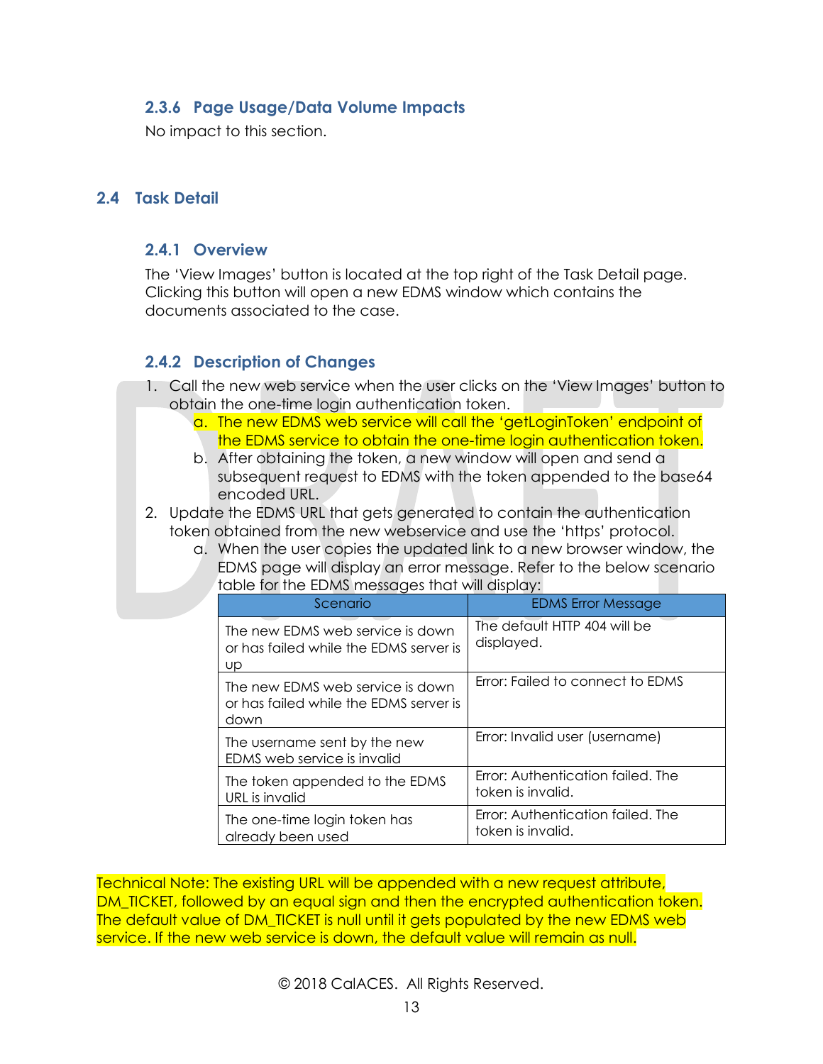### 2.3.6 Page Usage/Data Volume Impacts

No impact to this section.

## 2.4 Task Detail

### 2.4.1 Overview

The 'View Images' button is located at the top right of the Task Detail page. Clicking this button will open a new EDMS window which contains the documents associated to the case.

### 2.4.2 Description of Changes

1. Call the new web service when the user clicks on the 'View Images' button to obtain the one-time login authentication token.
   a. The new EDMS web service will call the 'getLoginToken' endpoint of the EDMS service to obtain the one-time login authentication token.
   b. After obtaining the token, a new window will open and send a subsequent request to EDMS with the token appended to the base64 encoded URL.
2. Update the EDMS URL that gets generated to contain the authentication token obtained from the new webservice and use the 'https' protocol.
   a. When the user copies the updated link to a new browser window, the EDMS page will display an error message. Refer to the below scenario table for the EDMS messages that will display:

| Scenario | EDMS Error Message |
| --- | --- |
| The new EDMS web service is down or has failed while the EDMS server is up | The default HTTP 404 will be displayed. |
| The new EDMS web service is down or has failed while the EDMS server is down | Error: Failed to connect to EDMS |
| The username sent by the new EDMS web service is invalid | Error: Invalid user (username) |
| The token appended to the EDMS URL is invalid | Error: Authentication failed. The token is invalid. |
| The one-time login token has already been used | Error: Authentication failed. The token is invalid. |

Technical Note: The existing URL will be appended with a new request attribute, DM_TICKET, followed by an equal sign and then the encrypted authentication token. The default value of DM_TICKET is null until it gets populated by the new EDMS web service. If the new web service is down, the default value will remain as null.

© 2018 CalACES. All Rights Reserved.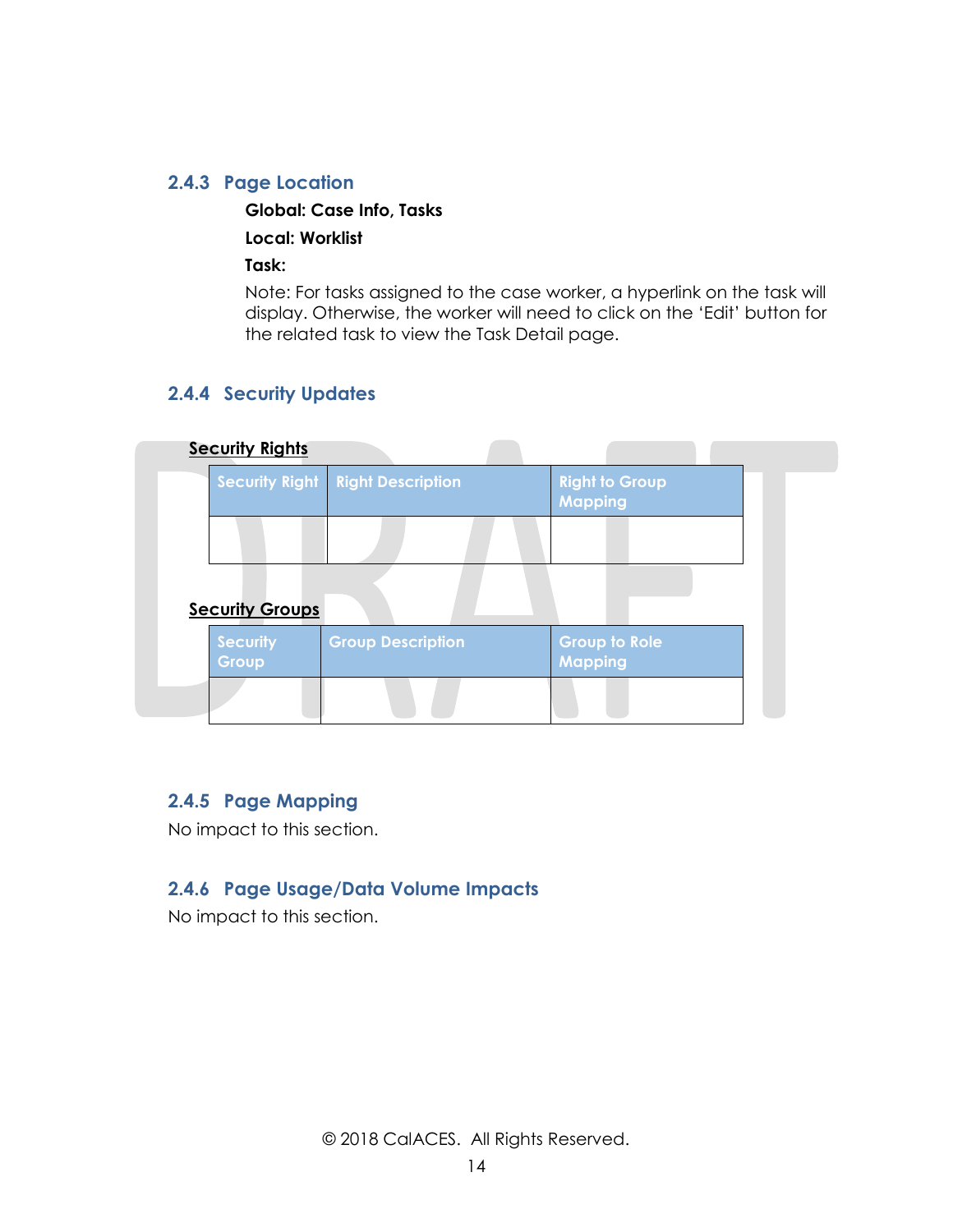### 2.4.3 Page Location

**Global: Case Info, Tasks**

**Local: Worklist**

**Task:**

Note: For tasks assigned to the case worker, a hyperlink on the task will display. Otherwise, the worker will need to click on the 'Edit' button for the related task to view the Task Detail page.

### 2.4.4 Security Updates

**Security Rights**

| Security Right | Right Description | Right to Group Mapping |
|---|---|---|
| | | |

**Security Groups**

| Security Group | Group Description | Group to Role Mapping |
|---|---|---|
| | | |

### 2.4.5 Page Mapping

No impact to this section.

### 2.4.6 Page Usage/Data Volume Impacts

No impact to this section.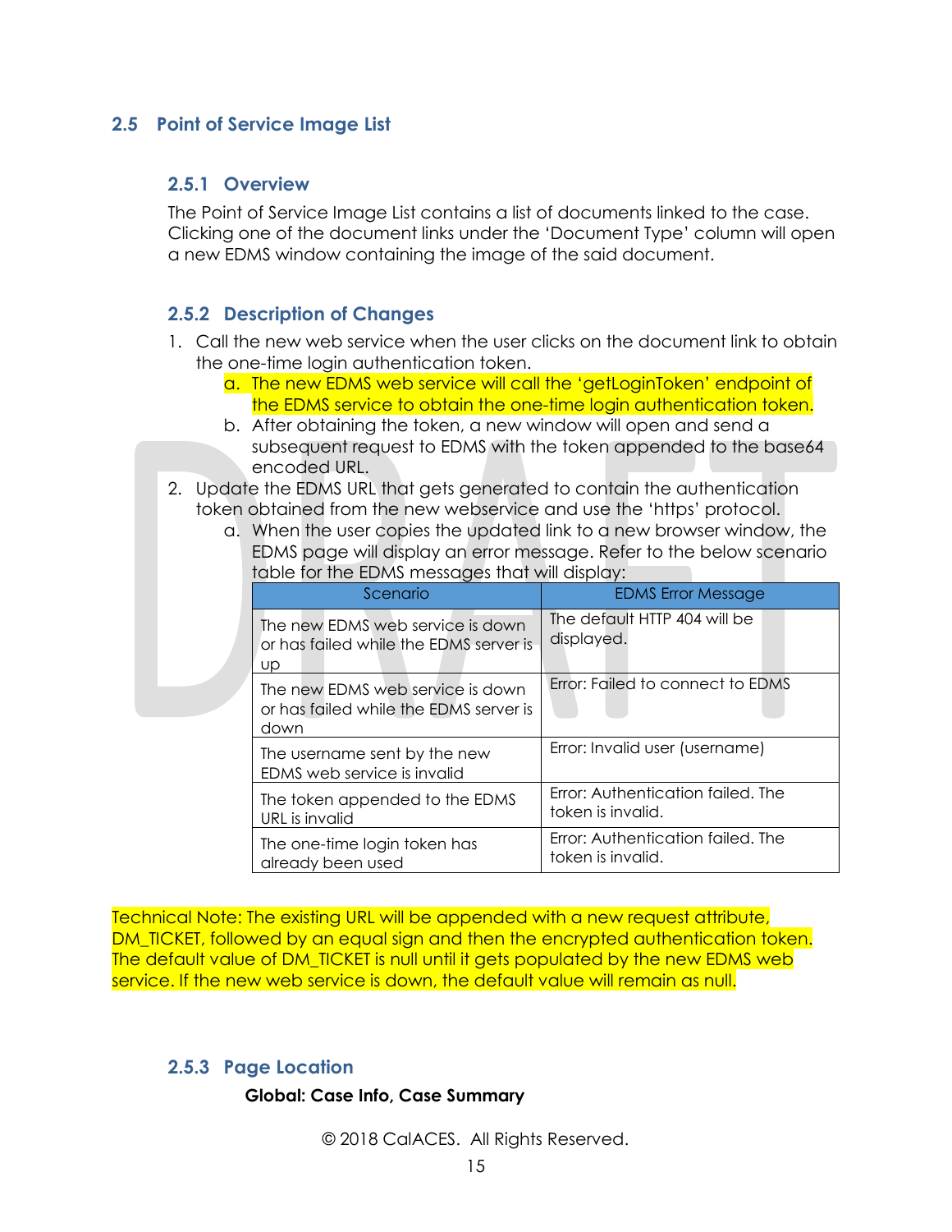## 2.5 Point of Service Image List

### 2.5.1 Overview

The Point of Service Image List contains a list of documents linked to the case. Clicking one of the document links under the 'Document Type' column will open a new EDMS window containing the image of the said document.

### 2.5.2 Description of Changes

1. Call the new web service when the user clicks on the document link to obtain the one-time login authentication token.
   a. The new EDMS web service will call the 'getLoginToken' endpoint of the EDMS service to obtain the one-time login authentication token.
   b. After obtaining the token, a new window will open and send a subsequent request to EDMS with the token appended to the base64 encoded URL.
2. Update the EDMS URL that gets generated to contain the authentication token obtained from the new webservice and use the 'https' protocol.
   a. When the user copies the updated link to a new browser window, the EDMS page will display an error message. Refer to the below scenario table for the EDMS messages that will display:

| Scenario | EDMS Error Message |
|---|---|
| The new EDMS web service is down or has failed while the EDMS server is up | The default HTTP 404 will be displayed. |
| The new EDMS web service is down or has failed while the EDMS server is down | Error: Failed to connect to EDMS |
| The username sent by the new EDMS web service is invalid | Error: Invalid user (username) |
| The token appended to the EDMS URL is invalid | Error: Authentication failed. The token is invalid. |
| The one-time login token has already been used | Error: Authentication failed. The token is invalid. |

Technical Note: The existing URL will be appended with a new request attribute, DM_TICKET, followed by an equal sign and then the encrypted authentication token. The default value of DM_TICKET is null until it gets populated by the new EDMS web service. If the new web service is down, the default value will remain as null.

### 2.5.3 Page Location

**Global: Case Info, Case Summary**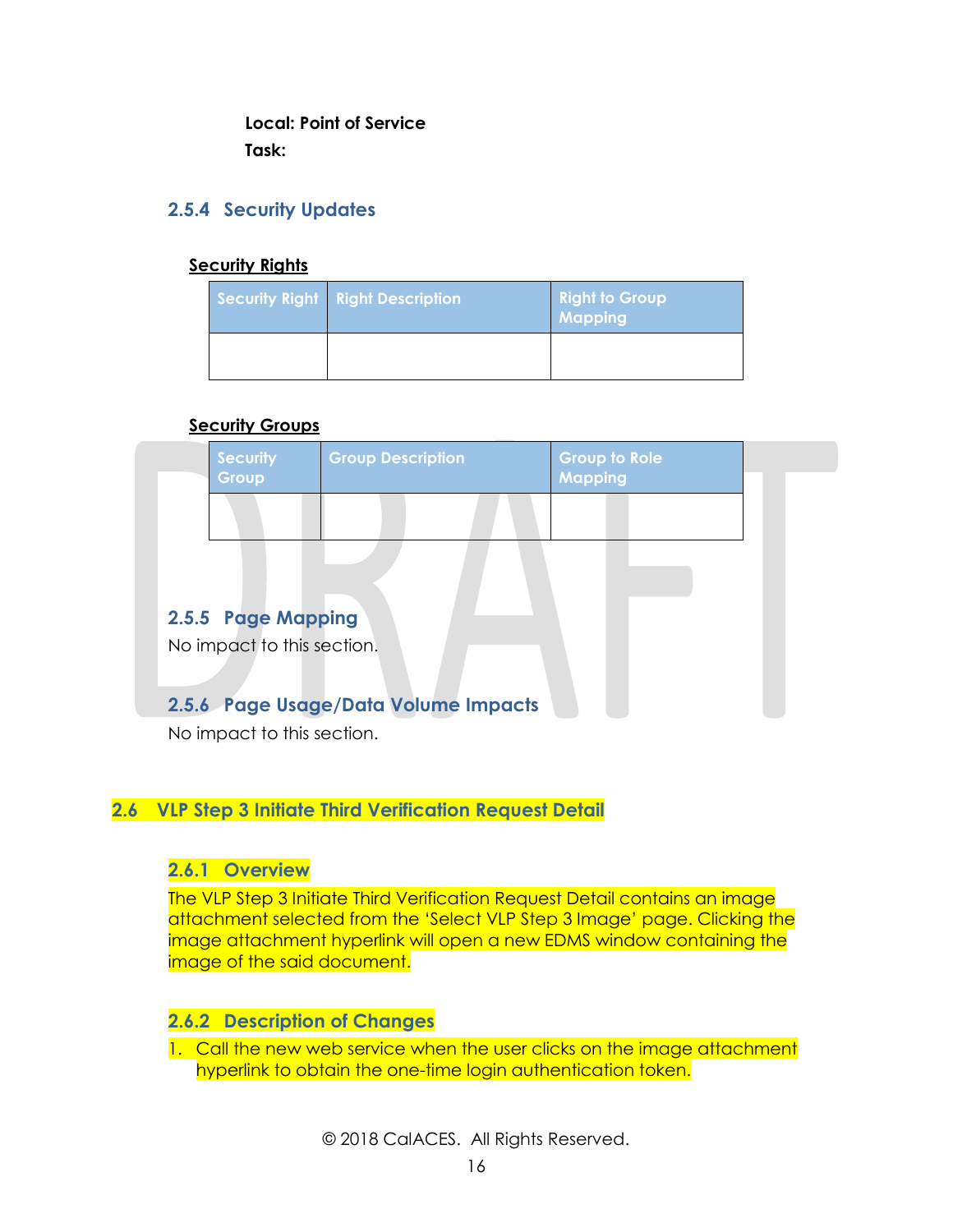**Local: Point of Service**

**Task:**

### 2.5.4 Security Updates

**Security Rights**

| Security Right | Right Description | Right to Group Mapping |
|---|---|---|
| | | |

**Security Groups**

| Security Group | Group Description | Group to Role Mapping |
|---|---|---|
| | | |

### 2.5.5 Page Mapping

No impact to this section.

### 2.5.6 Page Usage/Data Volume Impacts

No impact to this section.

## 2.6 VLP Step 3 Initiate Third Verification Request Detail

### 2.6.1 Overview

The VLP Step 3 Initiate Third Verification Request Detail contains an image attachment selected from the 'Select VLP Step 3 Image' page. Clicking the image attachment hyperlink will open a new EDMS window containing the image of the said document.

### 2.6.2 Description of Changes

1. Call the new web service when the user clicks on the image attachment hyperlink to obtain the one-time login authentication token.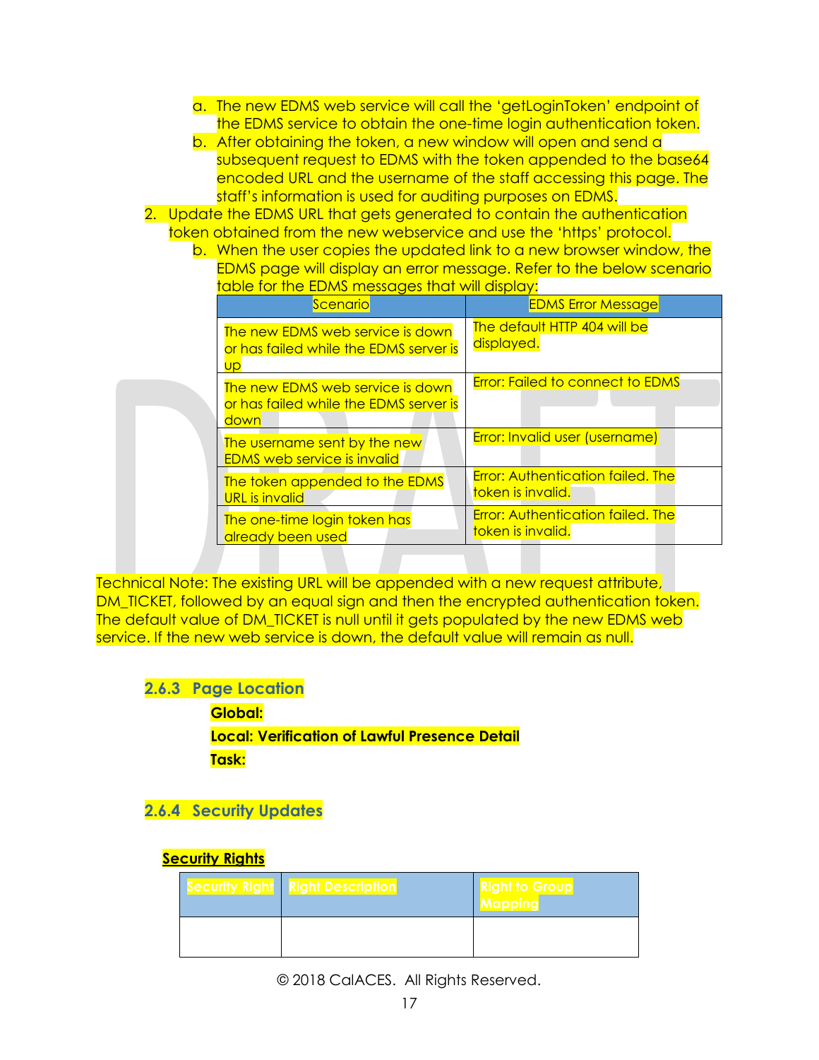a. The new EDMS web service will call the 'getLoginToken' endpoint of the EDMS service to obtain the one-time login authentication token.
   b. After obtaining the token, a new window will open and send a subsequent request to EDMS with the token appended to the base64 encoded URL and the username of the staff accessing this page. The staff's information is used for auditing purposes on EDMS.

2. Update the EDMS URL that gets generated to contain the authentication token obtained from the new webservice and use the 'https' protocol.
   b. When the user copies the updated link to a new browser window, the EDMS page will display an error message. Refer to the below scenario table for the EDMS messages that will display:

| Scenario | EDMS Error Message |
|---|---|
| The new EDMS web service is down or has failed while the EDMS server is up | The default HTTP 404 will be displayed. |
| The new EDMS web service is down or has failed while the EDMS server is down | Error: Failed to connect to EDMS |
| The username sent by the new EDMS web service is invalid | Error: Invalid user (username) |
| The token appended to the EDMS URL is invalid | Error: Authentication failed. The token is invalid. |
| The one-time login token has already been used | Error: Authentication failed. The token is invalid. |

Technical Note: The existing URL will be appended with a new request attribute, DM_TICKET, followed by an equal sign and then the encrypted authentication token. The default value of DM_TICKET is null until it gets populated by the new EDMS web service. If the new web service is down, the default value will remain as null.

### 2.6.3 Page Location

**Global:**

**Local: Verification of Lawful Presence Detail**

**Task:**

### 2.6.4 Security Updates

**Security Rights**

| Security Right | Right Description | Right to Group Mapping |
|---|---|---|
| | | |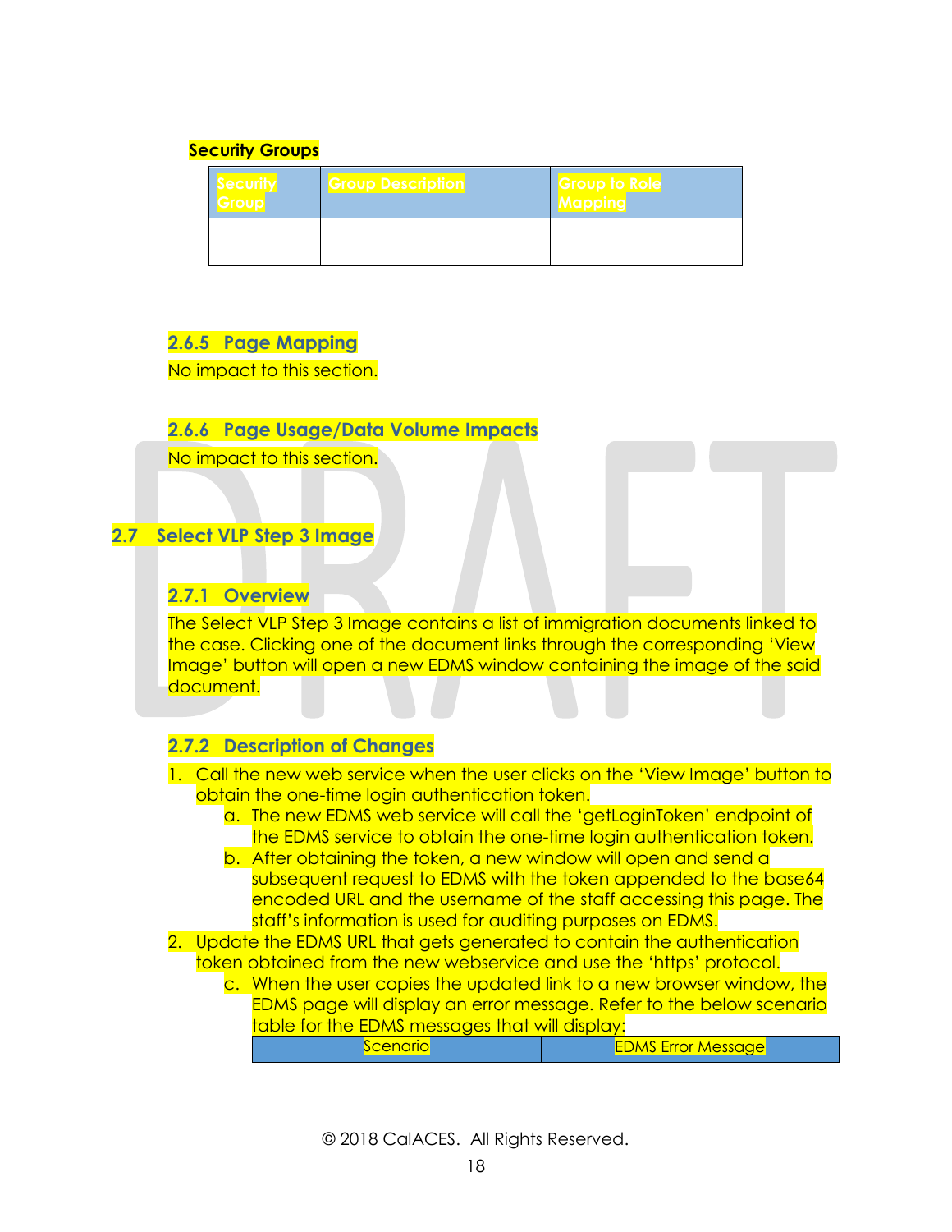**Security Groups**

| Security Group | Group Description | Group to Role Mapping |
|---|---|---|
| | | |

### 2.6.5 Page Mapping

No impact to this section.

### 2.6.6 Page Usage/Data Volume Impacts

No impact to this section.

## 2.7 Select VLP Step 3 Image

### 2.7.1 Overview

The Select VLP Step 3 Image contains a list of immigration documents linked to the case. Clicking one of the document links through the corresponding 'View Image' button will open a new EDMS window containing the image of the said document.

### 2.7.2 Description of Changes

1. Call the new web service when the user clicks on the 'View Image' button to obtain the one-time login authentication token.
   a. The new EDMS web service will call the 'getLoginToken' endpoint of the EDMS service to obtain the one-time login authentication token.
   b. After obtaining the token, a new window will open and send a subsequent request to EDMS with the token appended to the base64 encoded URL and the username of the staff accessing this page. The staff's information is used for auditing purposes on EDMS.
2. Update the EDMS URL that gets generated to contain the authentication token obtained from the new webservice and use the 'https' protocol.
   c. When the user copies the updated link to a new browser window, the EDMS page will display an error message. Refer to the below scenario table for the EDMS messages that will display:

| Scenario | EDMS Error Message |
|---|---|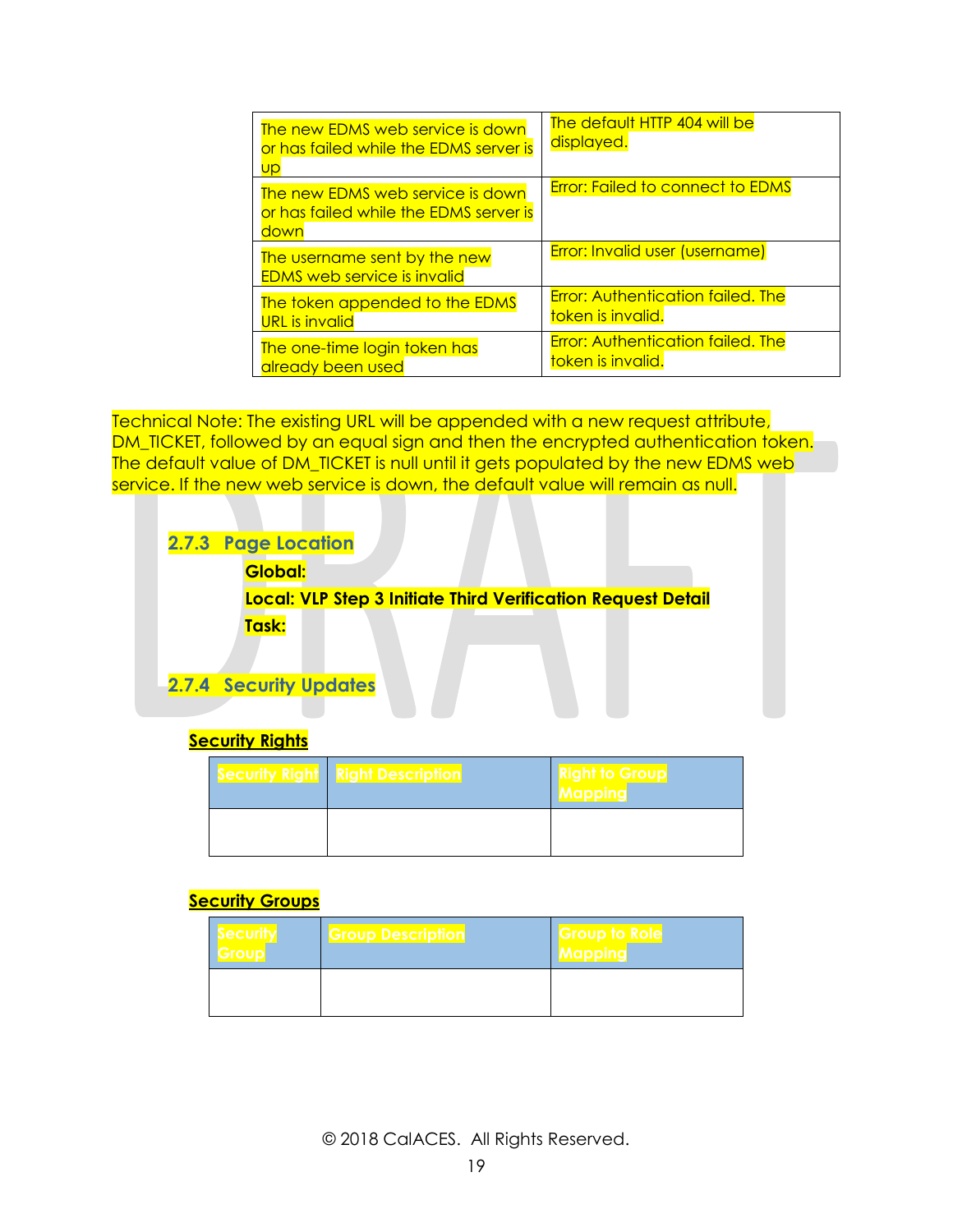| | |
|---|---|
| The new EDMS web service is down or has failed while the EDMS server is up | The default HTTP 404 will be displayed. |
| The new EDMS web service is down or has failed while the EDMS server is down | Error: Failed to connect to EDMS |
| The username sent by the new EDMS web service is invalid | Error: Invalid user (username) |
| The token appended to the EDMS URL is invalid | Error: Authentication failed. The token is invalid. |
| The one-time login token has already been used | Error: Authentication failed. The token is invalid. |

Technical Note: The existing URL will be appended with a new request attribute, DM_TICKET, followed by an equal sign and then the encrypted authentication token. The default value of DM_TICKET is null until it gets populated by the new EDMS web service. If the new web service is down, the default value will remain as null.

### 2.7.3 Page Location

**Global:**

**Local: VLP Step 3 Initiate Third Verification Request Detail**

**Task:**

### 2.7.4 Security Updates

**Security Rights**

| Security Right | Right Description | Right to Group Mapping |
|---|---|---|
| | | |

**Security Groups**

| Security Group | Group Description | Group to Role Mapping |
|---|---|---|
| | | |

© 2018 CalACES. All Rights Reserved.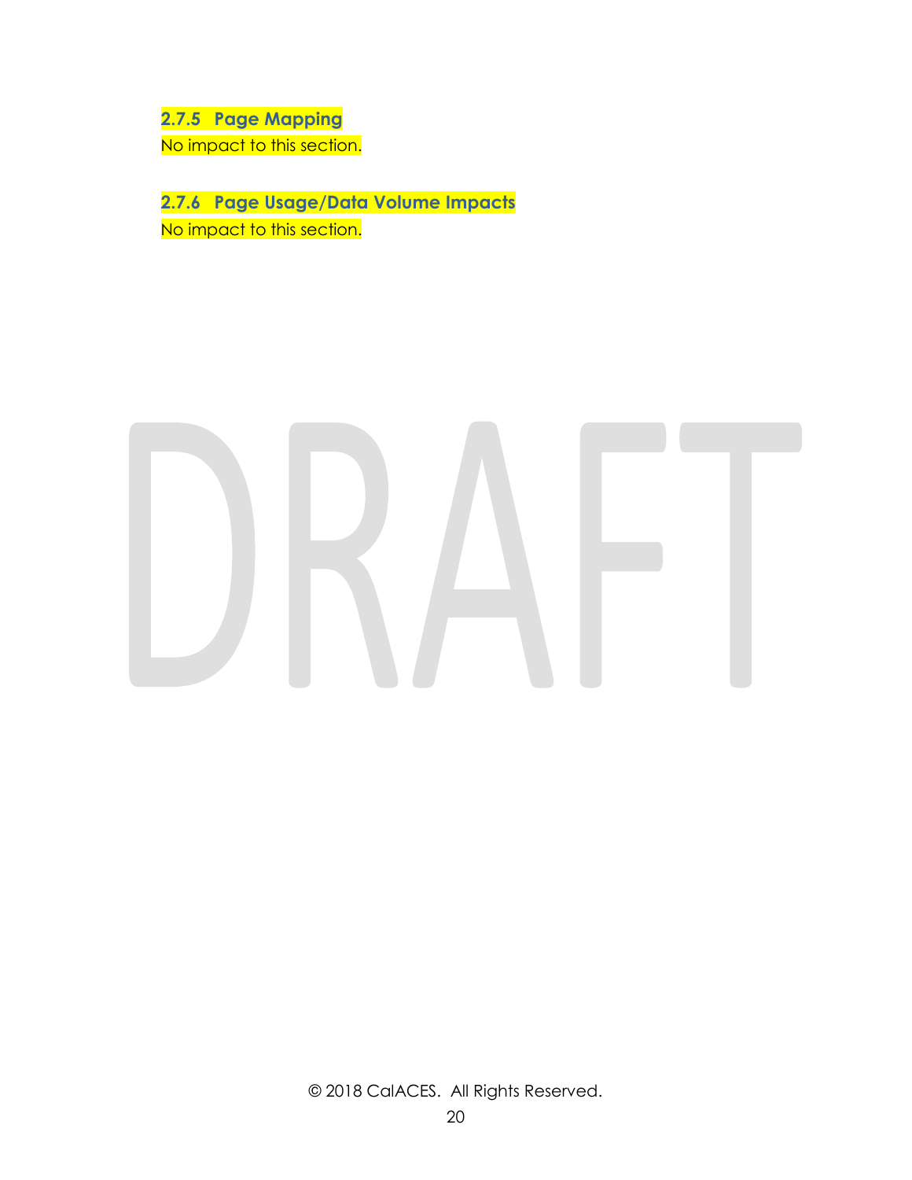### 2.7.5 Page Mapping

No impact to this section.

### 2.7.6 Page Usage/Data Volume Impacts

No impact to this section.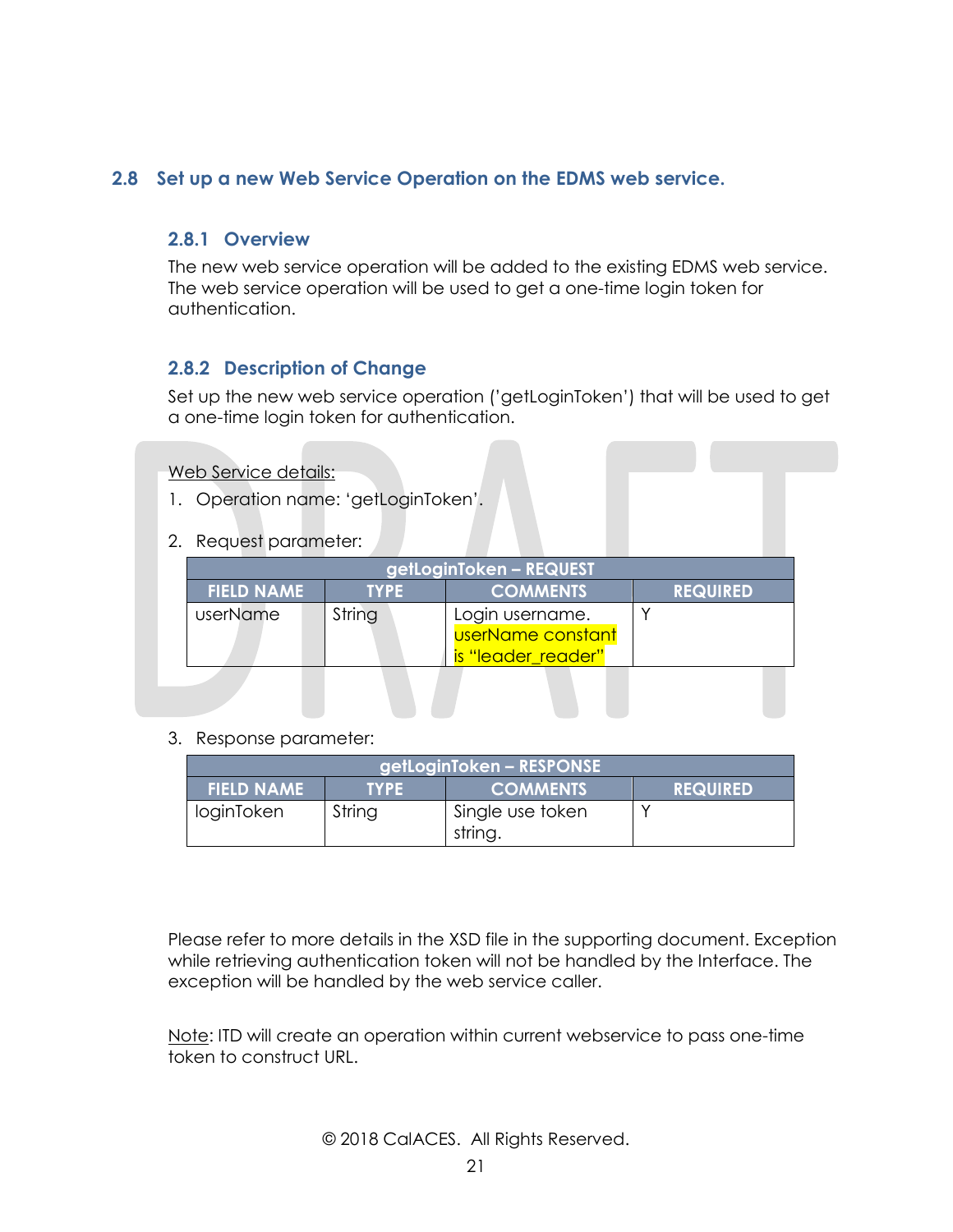## 2.8 Set up a new Web Service Operation on the EDMS web service.

### 2.8.1 Overview

The new web service operation will be added to the existing EDMS web service. The web service operation will be used to get a one-time login token for authentication.

### 2.8.2 Description of Change

Set up the new web service operation ('getLoginToken') that will be used to get a one-time login token for authentication.

Web Service details:

1. Operation name: 'getLoginToken'.
2. Request parameter:

| getLoginToken – REQUEST | | | |
|---|---|---|---|
| **FIELD NAME** | **TYPE** | **COMMENTS** | **REQUIRED** |
| userName | String | Login username. userName constant is "leader_reader" | Y |

3. Response parameter:

| getLoginToken – RESPONSE | | | |
|---|---|---|---|
| **FIELD NAME** | **TYPE** | **COMMENTS** | **REQUIRED** |
| loginToken | String | Single use token string. | Y |

Please refer to more details in the XSD file in the supporting document. Exception while retrieving authentication token will not be handled by the Interface. The exception will be handled by the web service caller.

Note: ITD will create an operation within current webservice to pass one-time token to construct URL.

© 2018 CalACES. All Rights Reserved.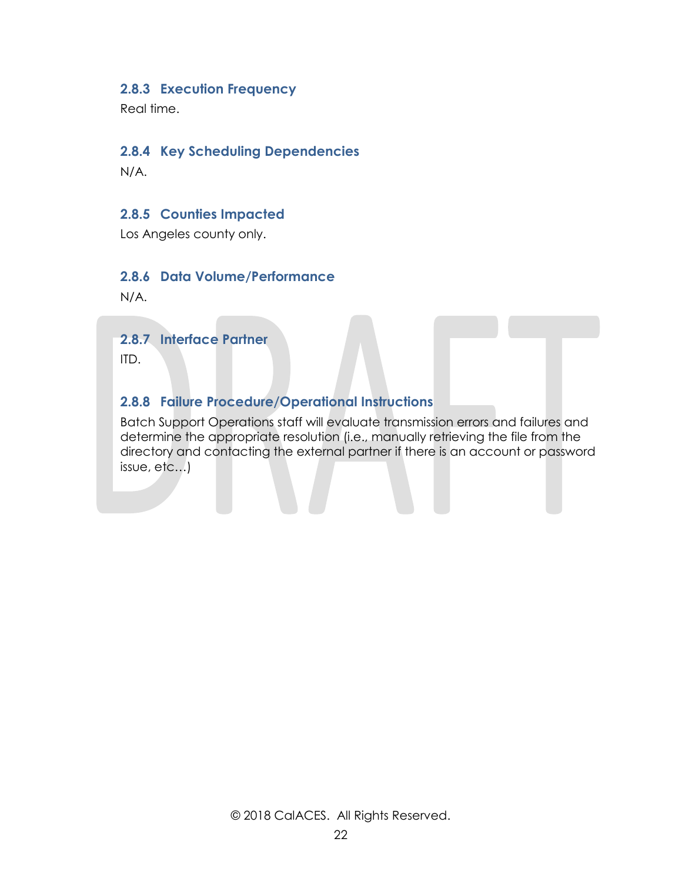### 2.8.3 Execution Frequency

Real time.

### 2.8.4 Key Scheduling Dependencies

N/A.

### 2.8.5 Counties Impacted

Los Angeles county only.

### 2.8.6 Data Volume/Performance

N/A.

### 2.8.7 Interface Partner

ITD.

### 2.8.8 Failure Procedure/Operational Instructions

Batch Support Operations staff will evaluate transmission errors and failures and determine the appropriate resolution (i.e., manually retrieving the file from the directory and contacting the external partner if there is an account or password issue, etc…)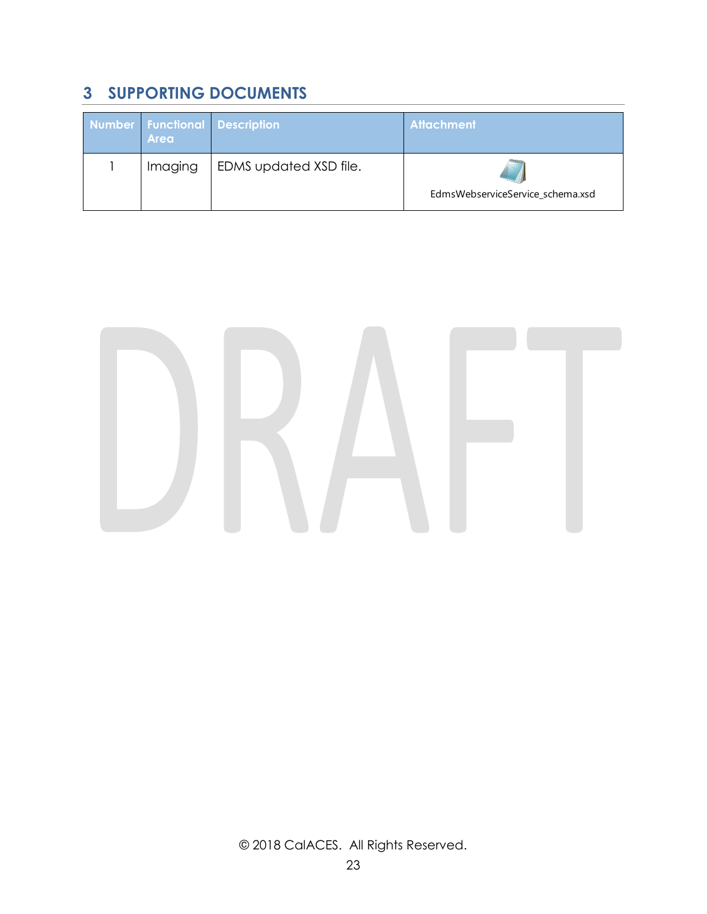## 3 SUPPORTING DOCUMENTS

| Number | Functional Area | Description | Attachment |
| --- | --- | --- | --- |
| 1 | Imaging | EDMS updated XSD file. | EdmsWebserviceService_schema.xsd |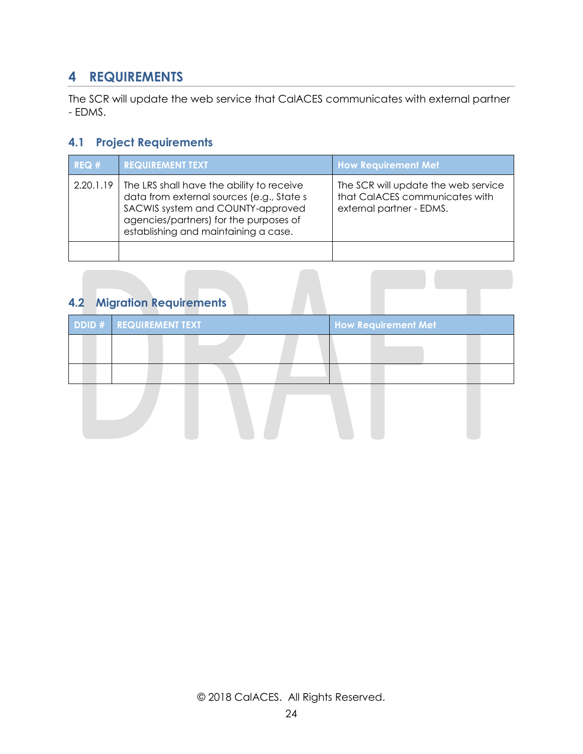# 4 REQUIREMENTS

The SCR will update the web service that CalACES communicates with external partner - EDMS.

## 4.1 Project Requirements

| REQ # | REQUIREMENT TEXT | How Requirement Met |
|---|---|---|
| 2.20.1.19 | The LRS shall have the ability to receive data from external sources (e.g., State s SACWIS system and COUNTY-approved agencies/partners) for the purposes of establishing and maintaining a case. | The SCR will update the web service that CalACES communicates with external partner - EDMS. |
| | | |

## 4.2 Migration Requirements

| DDID # | REQUIREMENT TEXT | How Requirement Met |
|---|---|---|
| | | |
| | | |

© 2018 CalACES. All Rights Reserved.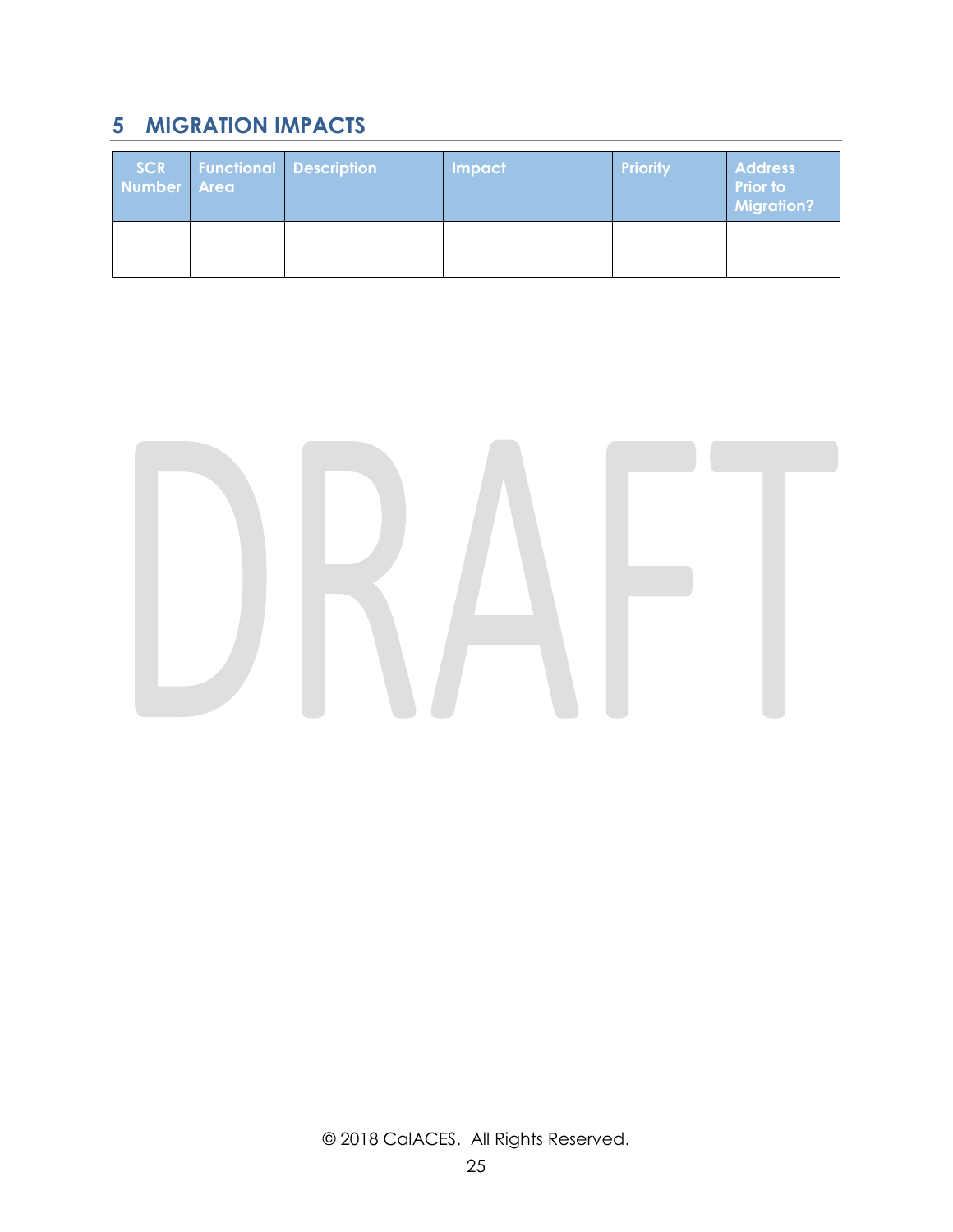# 5 MIGRATION IMPACTS

| SCR Number | Functional Area | Description | Impact | Priority | Address Prior to Migration? |
|---|---|---|---|---|---|
| | | | | | |

DRAFT

© 2018 CalACES. All Rights Reserved.